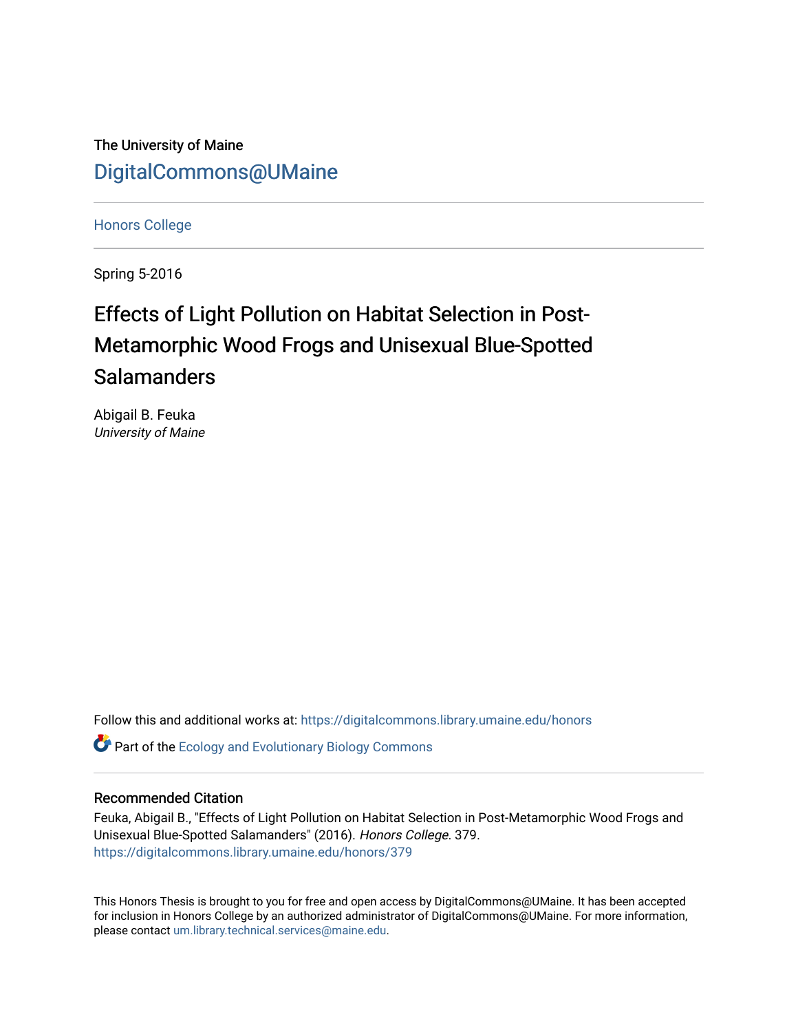The University of Maine

DigitalCommons@UMaine

Honors College

Spring 5-2016

# Effects of Light Pollution on Habitat Selection in Post-Metamorphic Wood Frogs and Unisexual Blue-Spotted Salamanders

Abigail B. Feuka
*University of Maine*

Follow this and additional works at: https://digitalcommons.library.umaine.edu/honors

Part of the Ecology and Evolutionary Biology Commons

## Recommended Citation

Feuka, Abigail B., "Effects of Light Pollution on Habitat Selection in Post-Metamorphic Wood Frogs and Unisexual Blue-Spotted Salamanders" (2016). *Honors College*. 379.
https://digitalcommons.library.umaine.edu/honors/379

This Honors Thesis is brought to you for free and open access by DigitalCommons@UMaine. It has been accepted for inclusion in Honors College by an authorized administrator of DigitalCommons@UMaine. For more information, please contact um.library.technical.services@maine.edu.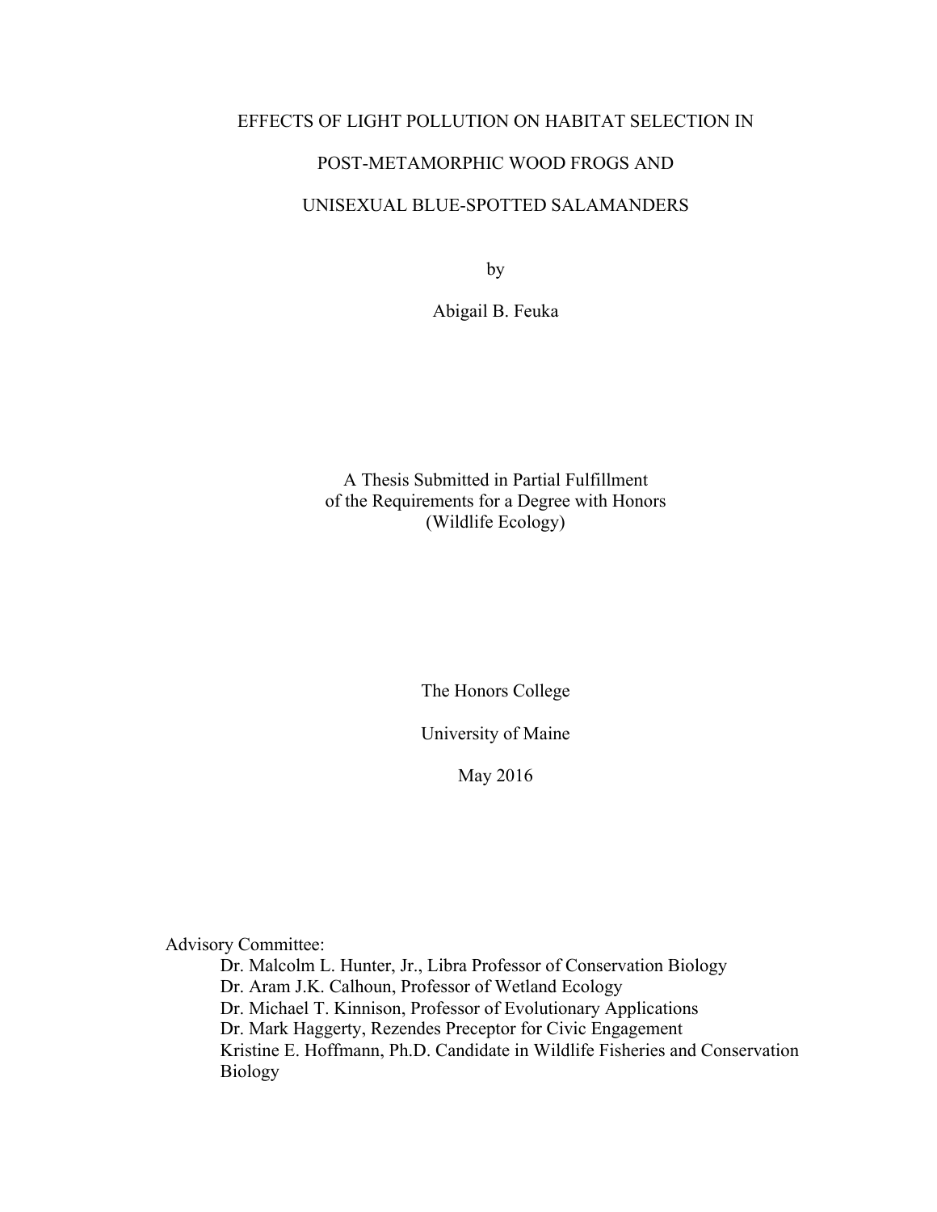# EFFECTS OF LIGHT POLLUTION ON HABITAT SELECTION IN POST-METAMORPHIC WOOD FROGS AND UNISEXUAL BLUE-SPOTTED SALAMANDERS

by

Abigail B. Feuka

A Thesis Submitted in Partial Fulfillment
of the Requirements for a Degree with Honors
(Wildlife Ecology)

The Honors College

University of Maine

May 2016

Advisory Committee:

Dr. Malcolm L. Hunter, Jr., Libra Professor of Conservation Biology
Dr. Aram J.K. Calhoun, Professor of Wetland Ecology
Dr. Michael T. Kinnison, Professor of Evolutionary Applications
Dr. Mark Haggerty, Rezendes Preceptor for Civic Engagement
Kristine E. Hoffmann, Ph.D. Candidate in Wildlife Fisheries and Conservation Biology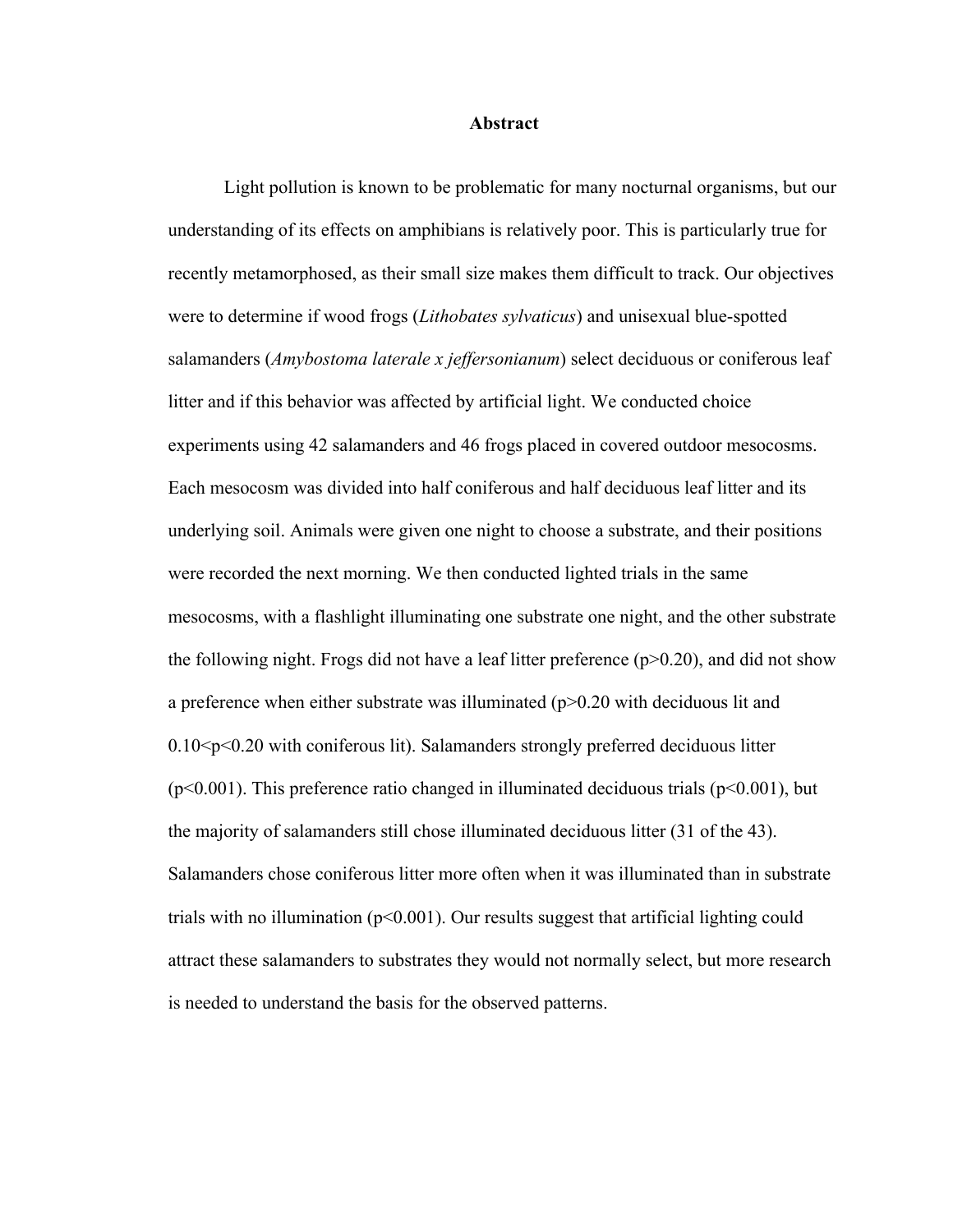# Abstract

Light pollution is known to be problematic for many nocturnal organisms, but our understanding of its effects on amphibians is relatively poor. This is particularly true for recently metamorphosed, as their small size makes them difficult to track. Our objectives were to determine if wood frogs (*Lithobates sylvaticus*) and unisexual blue-spotted salamanders (*Amybostoma laterale x jeffersonianum*) select deciduous or coniferous leaf litter and if this behavior was affected by artificial light. We conducted choice experiments using 42 salamanders and 46 frogs placed in covered outdoor mesocosms. Each mesocosm was divided into half coniferous and half deciduous leaf litter and its underlying soil. Animals were given one night to choose a substrate, and their positions were recorded the next morning. We then conducted lighted trials in the same mesocosms, with a flashlight illuminating one substrate one night, and the other substrate the following night. Frogs did not have a leaf litter preference ($p>0.20$), and did not show a preference when either substrate was illuminated ($p>0.20$ with deciduous lit and $0.10<p<0.20$ with coniferous lit). Salamanders strongly preferred deciduous litter ($p<0.001$). This preference ratio changed in illuminated deciduous trials ($p<0.001$), but the majority of salamanders still chose illuminated deciduous litter (31 of the 43). Salamanders chose coniferous litter more often when it was illuminated than in substrate trials with no illumination ($p<0.001$). Our results suggest that artificial lighting could attract these salamanders to substrates they would not normally select, but more research is needed to understand the basis for the observed patterns.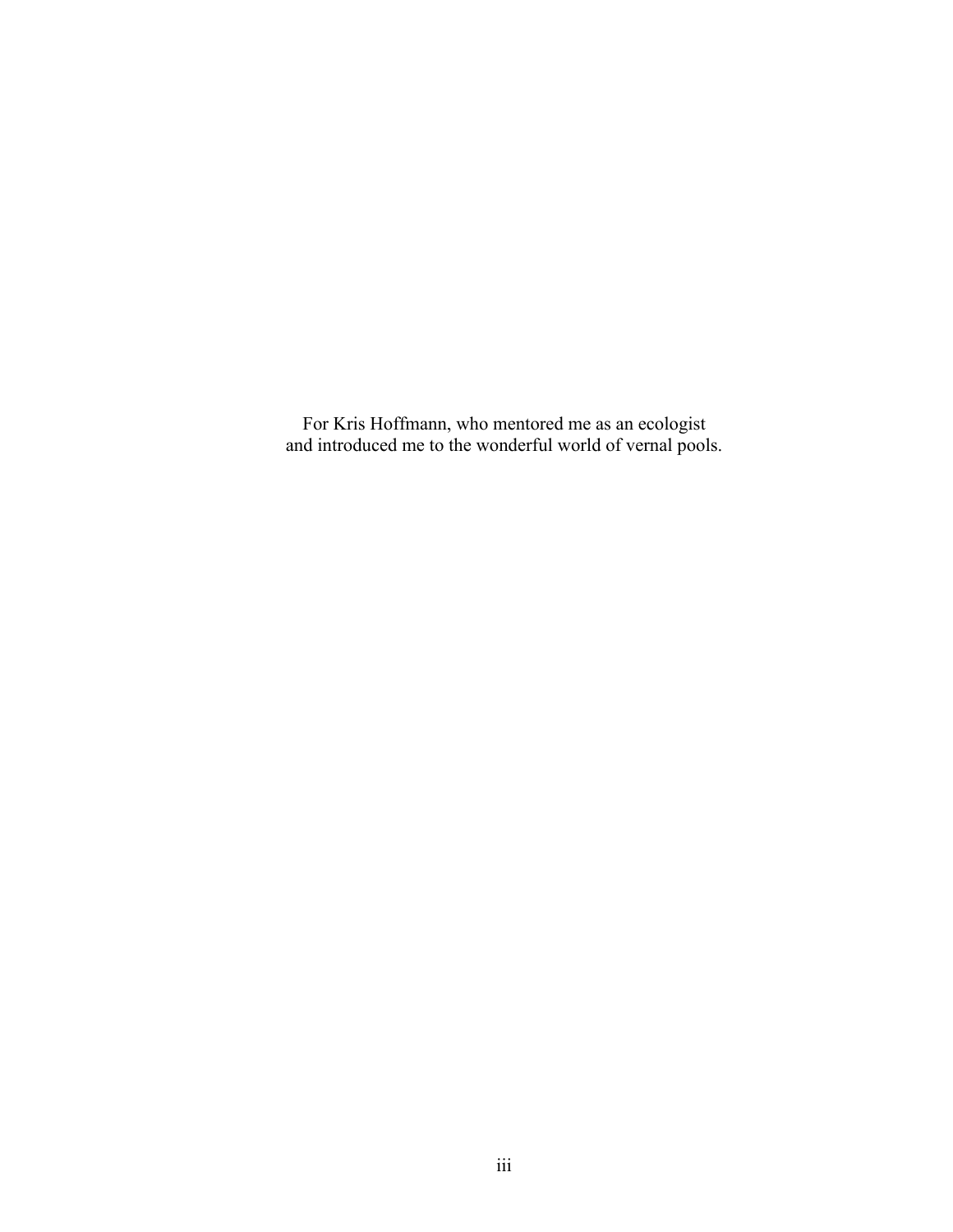For Kris Hoffmann, who mentored me as an ecologist
and introduced me to the wonderful world of vernal pools.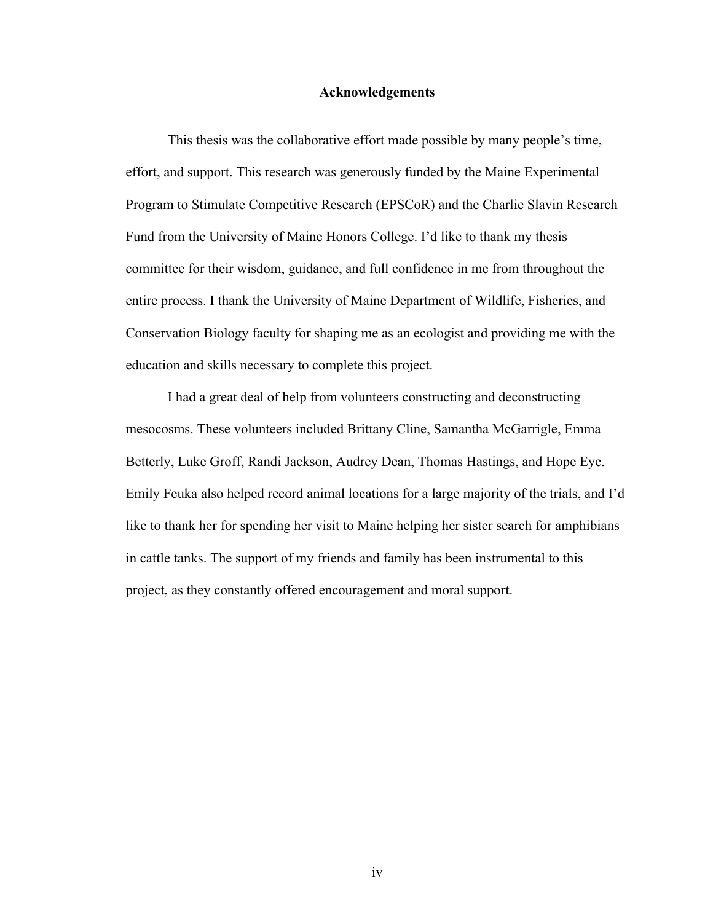# Acknowledgements

This thesis was the collaborative effort made possible by many people's time, effort, and support. This research was generously funded by the Maine Experimental Program to Stimulate Competitive Research (EPSCoR) and the Charlie Slavin Research Fund from the University of Maine Honors College. I'd like to thank my thesis committee for their wisdom, guidance, and full confidence in me from throughout the entire process. I thank the University of Maine Department of Wildlife, Fisheries, and Conservation Biology faculty for shaping me as an ecologist and providing me with the education and skills necessary to complete this project.

I had a great deal of help from volunteers constructing and deconstructing mesocosms. These volunteers included Brittany Cline, Samantha McGarrigle, Emma Betterly, Luke Groff, Randi Jackson, Audrey Dean, Thomas Hastings, and Hope Eye. Emily Feuka also helped record animal locations for a large majority of the trials, and I'd like to thank her for spending her visit to Maine helping her sister search for amphibians in cattle tanks. The support of my friends and family has been instrumental to this project, as they constantly offered encouragement and moral support.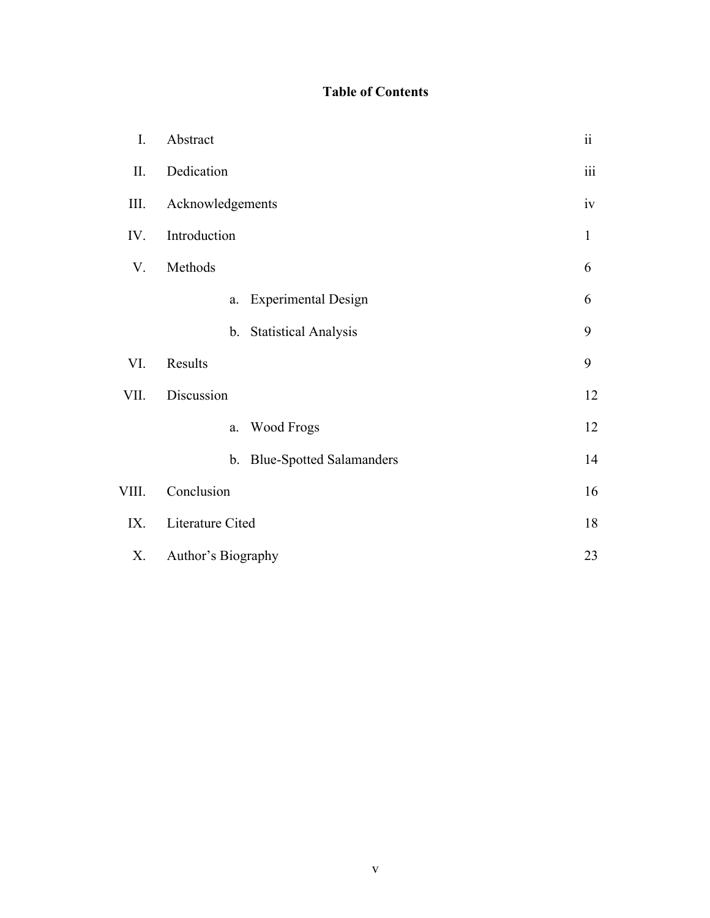# Table of Contents

| | | |
|---|---|---|
| I. | Abstract | ii |
| II. | Dedication | iii |
| III. | Acknowledgements | iv |
| IV. | Introduction | 1 |
| V. | Methods | 6 |
| | a. Experimental Design | 6 |
| | b. Statistical Analysis | 9 |
| VI. | Results | 9 |
| VII. | Discussion | 12 |
| | a. Wood Frogs | 12 |
| | b. Blue-Spotted Salamanders | 14 |
| VIII. | Conclusion | 16 |
| IX. | Literature Cited | 18 |
| X. | Author's Biography | 23 |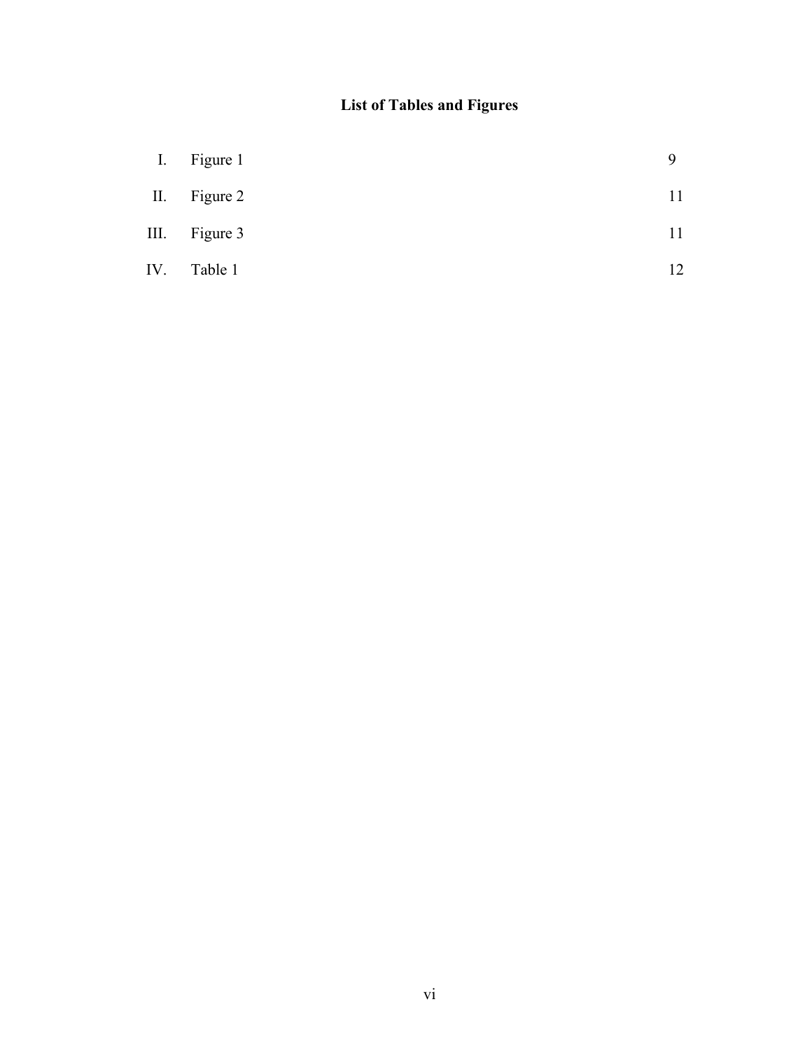# List of Tables and Figures

| | | |
|---|---|---|
| I. | Figure 1 | 9 |
| II. | Figure 2 | 11 |
| III. | Figure 3 | 11 |
| IV. | Table 1 | 12 |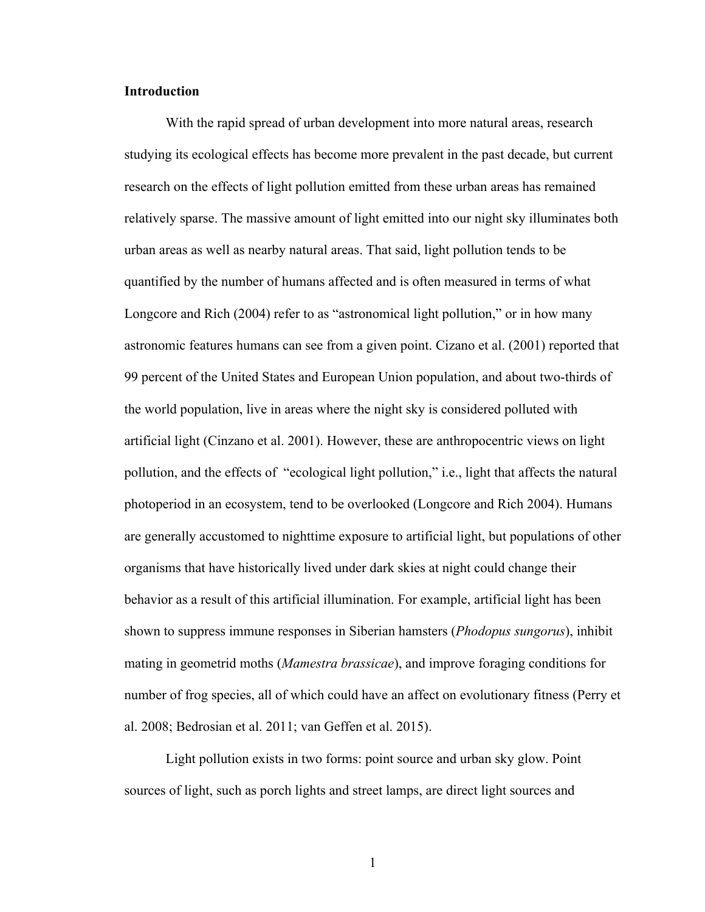**Introduction**

With the rapid spread of urban development into more natural areas, research studying its ecological effects has become more prevalent in the past decade, but current research on the effects of light pollution emitted from these urban areas has remained relatively sparse. The massive amount of light emitted into our night sky illuminates both urban areas as well as nearby natural areas. That said, light pollution tends to be quantified by the number of humans affected and is often measured in terms of what Longcore and Rich (2004) refer to as "astronomical light pollution," or in how many astronomic features humans can see from a given point. Cizano et al. (2001) reported that 99 percent of the United States and European Union population, and about two-thirds of the world population, live in areas where the night sky is considered polluted with artificial light (Cinzano et al. 2001). However, these are anthropocentric views on light pollution, and the effects of "ecological light pollution," i.e., light that affects the natural photoperiod in an ecosystem, tend to be overlooked (Longcore and Rich 2004). Humans are generally accustomed to nighttime exposure to artificial light, but populations of other organisms that have historically lived under dark skies at night could change their behavior as a result of this artificial illumination. For example, artificial light has been shown to suppress immune responses in Siberian hamsters (*Phodopus sungorus*), inhibit mating in geometrid moths (*Mamestra brassicae*), and improve foraging conditions for number of frog species, all of which could have an affect on evolutionary fitness (Perry et al. 2008; Bedrosian et al. 2011; van Geffen et al. 2015).

Light pollution exists in two forms: point source and urban sky glow. Point sources of light, such as porch lights and street lamps, are direct light sources and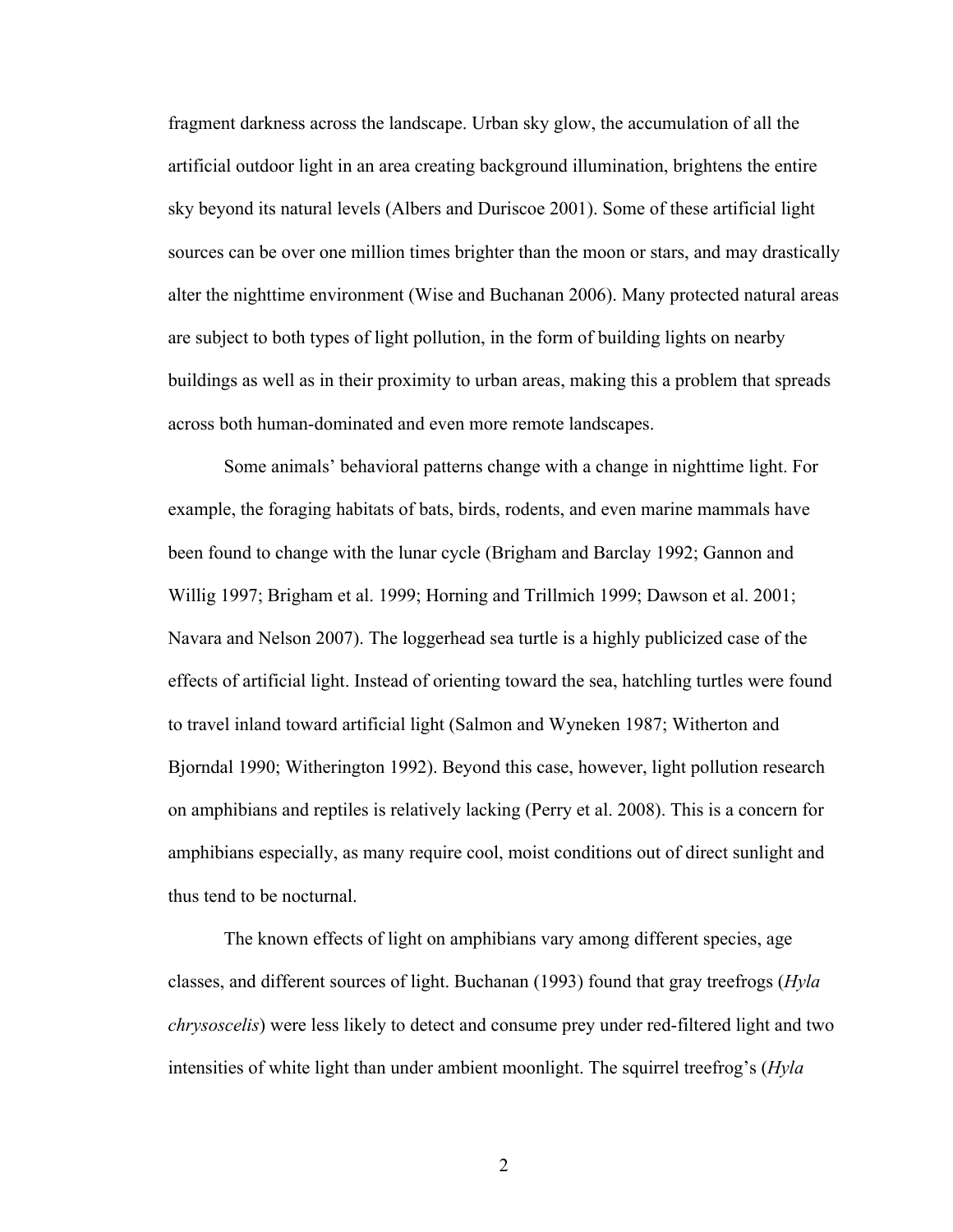fragment darkness across the landscape. Urban sky glow, the accumulation of all the artificial outdoor light in an area creating background illumination, brightens the entire sky beyond its natural levels (Albers and Duriscoe 2001). Some of these artificial light sources can be over one million times brighter than the moon or stars, and may drastically alter the nighttime environment (Wise and Buchanan 2006). Many protected natural areas are subject to both types of light pollution, in the form of building lights on nearby buildings as well as in their proximity to urban areas, making this a problem that spreads across both human-dominated and even more remote landscapes.

Some animals' behavioral patterns change with a change in nighttime light. For example, the foraging habitats of bats, birds, rodents, and even marine mammals have been found to change with the lunar cycle (Brigham and Barclay 1992; Gannon and Willig 1997; Brigham et al. 1999; Horning and Trillmich 1999; Dawson et al. 2001; Navara and Nelson 2007). The loggerhead sea turtle is a highly publicized case of the effects of artificial light. Instead of orienting toward the sea, hatchling turtles were found to travel inland toward artificial light (Salmon and Wyneken 1987; Witherton and Bjorndal 1990; Witherington 1992). Beyond this case, however, light pollution research on amphibians and reptiles is relatively lacking (Perry et al. 2008). This is a concern for amphibians especially, as many require cool, moist conditions out of direct sunlight and thus tend to be nocturnal.

The known effects of light on amphibians vary among different species, age classes, and different sources of light. Buchanan (1993) found that gray treefrogs (*Hyla chrysoscelis*) were less likely to detect and consume prey under red-filtered light and two intensities of white light than under ambient moonlight. The squirrel treefrog's (*Hyla*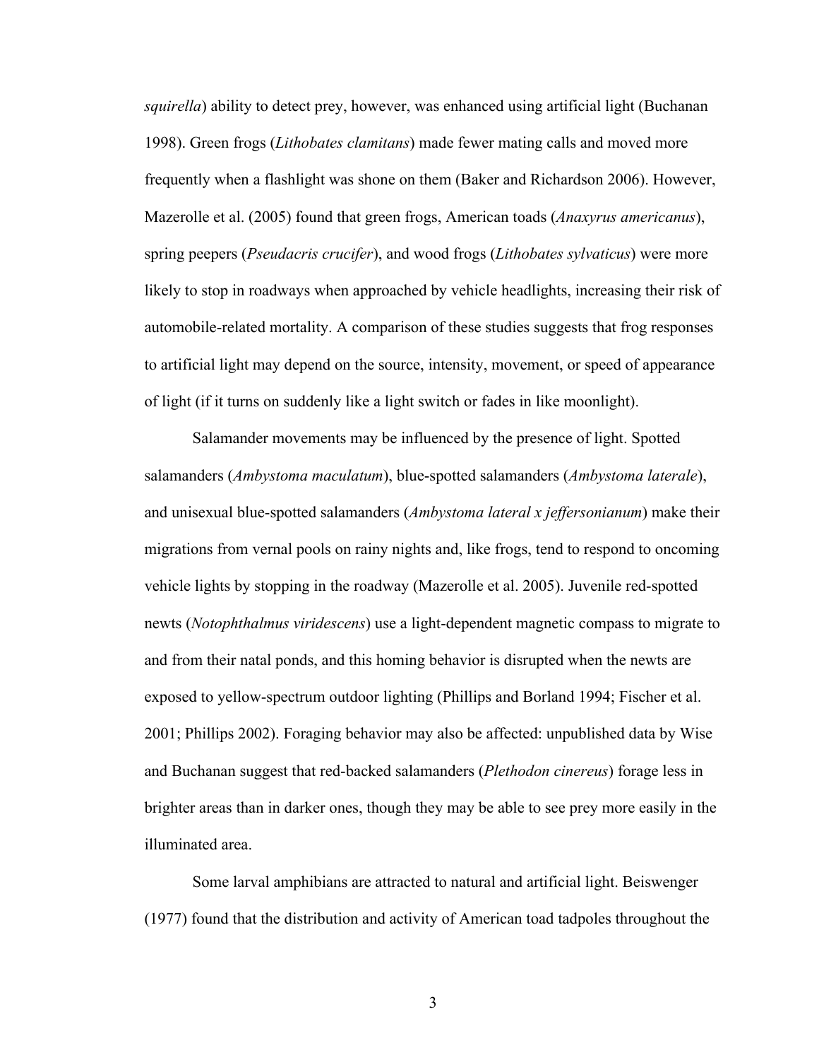*squirella*) ability to detect prey, however, was enhanced using artificial light (Buchanan 1998). Green frogs (*Lithobates clamitans*) made fewer mating calls and moved more frequently when a flashlight was shone on them (Baker and Richardson 2006). However, Mazerolle et al. (2005) found that green frogs, American toads (*Anaxyrus americanus*), spring peepers (*Pseudacris crucifer*), and wood frogs (*Lithobates sylvaticus*) were more likely to stop in roadways when approached by vehicle headlights, increasing their risk of automobile-related mortality. A comparison of these studies suggests that frog responses to artificial light may depend on the source, intensity, movement, or speed of appearance of light (if it turns on suddenly like a light switch or fades in like moonlight).

Salamander movements may be influenced by the presence of light. Spotted salamanders (*Ambystoma maculatum*), blue-spotted salamanders (*Ambystoma laterale*), and unisexual blue-spotted salamanders (*Ambystoma lateral x jeffersonianum*) make their migrations from vernal pools on rainy nights and, like frogs, tend to respond to oncoming vehicle lights by stopping in the roadway (Mazerolle et al. 2005). Juvenile red-spotted newts (*Notophthalmus viridescens*) use a light-dependent magnetic compass to migrate to and from their natal ponds, and this homing behavior is disrupted when the newts are exposed to yellow-spectrum outdoor lighting (Phillips and Borland 1994; Fischer et al. 2001; Phillips 2002). Foraging behavior may also be affected: unpublished data by Wise and Buchanan suggest that red-backed salamanders (*Plethodon cinereus*) forage less in brighter areas than in darker ones, though they may be able to see prey more easily in the illuminated area.

Some larval amphibians are attracted to natural and artificial light. Beiswenger (1977) found that the distribution and activity of American toad tadpoles throughout the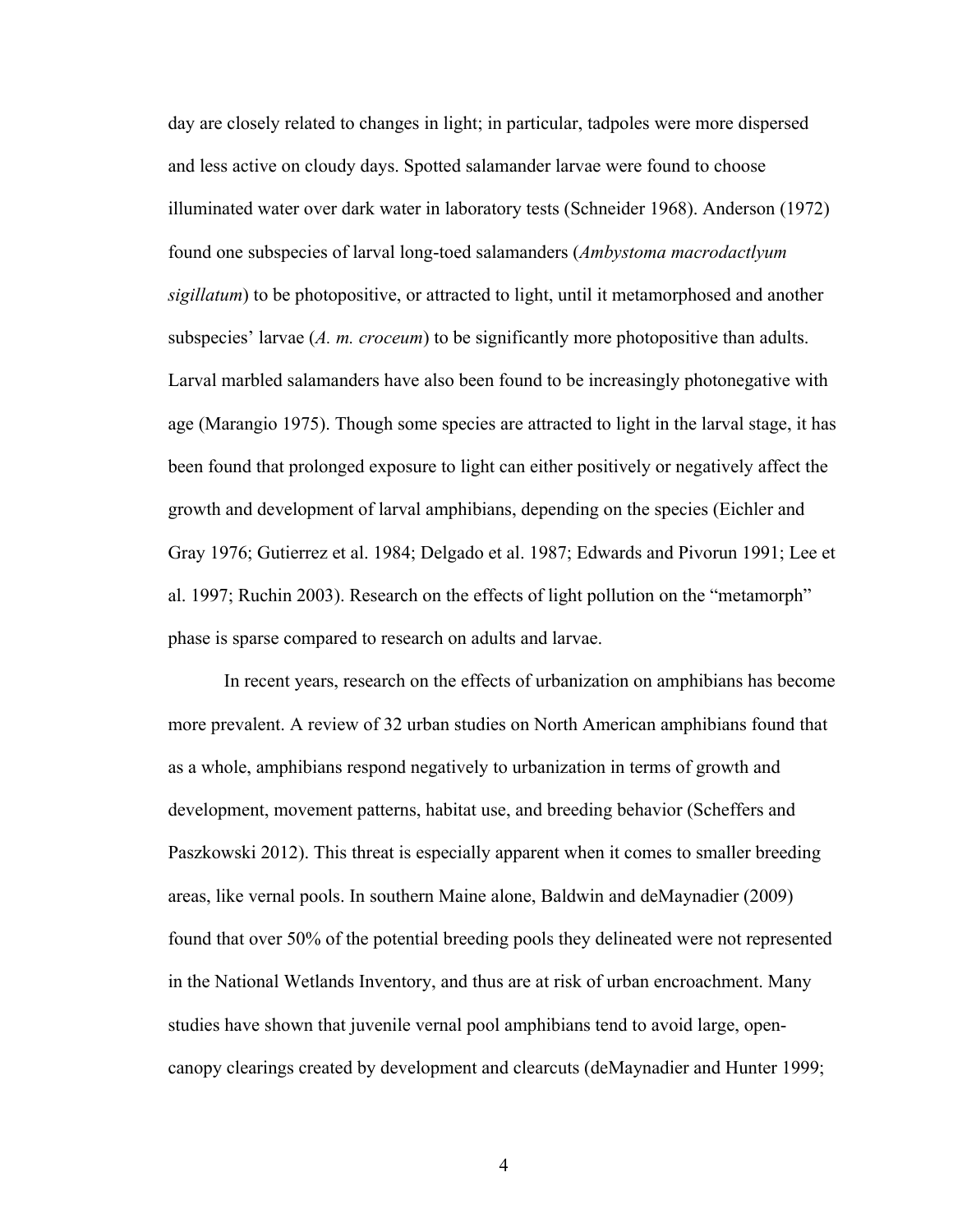day are closely related to changes in light; in particular, tadpoles were more dispersed and less active on cloudy days. Spotted salamander larvae were found to choose illuminated water over dark water in laboratory tests (Schneider 1968). Anderson (1972) found one subspecies of larval long-toed salamanders (*Ambystoma macrodactlyum sigillatum*) to be photopositive, or attracted to light, until it metamorphosed and another subspecies' larvae (*A. m. croceum*) to be significantly more photopositive than adults. Larval marbled salamanders have also been found to be increasingly photonegative with age (Marangio 1975). Though some species are attracted to light in the larval stage, it has been found that prolonged exposure to light can either positively or negatively affect the growth and development of larval amphibians, depending on the species (Eichler and Gray 1976; Gutierrez et al. 1984; Delgado et al. 1987; Edwards and Pivorun 1991; Lee et al. 1997; Ruchin 2003). Research on the effects of light pollution on the "metamorph" phase is sparse compared to research on adults and larvae.

In recent years, research on the effects of urbanization on amphibians has become more prevalent. A review of 32 urban studies on North American amphibians found that as a whole, amphibians respond negatively to urbanization in terms of growth and development, movement patterns, habitat use, and breeding behavior (Scheffers and Paszkowski 2012). This threat is especially apparent when it comes to smaller breeding areas, like vernal pools. In southern Maine alone, Baldwin and deMaynadier (2009) found that over 50% of the potential breeding pools they delineated were not represented in the National Wetlands Inventory, and thus are at risk of urban encroachment. Many studies have shown that juvenile vernal pool amphibians tend to avoid large, open-canopy clearings created by development and clearcuts (deMaynadier and Hunter 1999;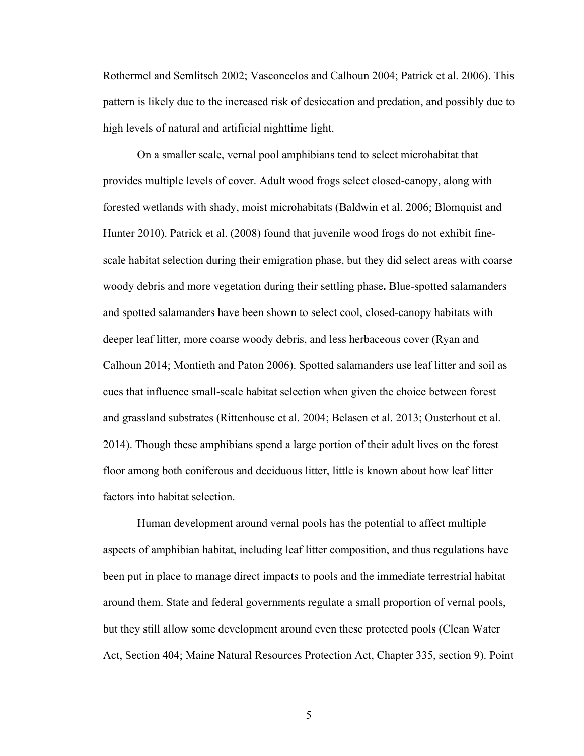Rothermel and Semlitsch 2002; Vasconcelos and Calhoun 2004; Patrick et al. 2006). This pattern is likely due to the increased risk of desiccation and predation, and possibly due to high levels of natural and artificial nighttime light.

On a smaller scale, vernal pool amphibians tend to select microhabitat that provides multiple levels of cover. Adult wood frogs select closed-canopy, along with forested wetlands with shady, moist microhabitats (Baldwin et al. 2006; Blomquist and Hunter 2010). Patrick et al. (2008) found that juvenile wood frogs do not exhibit fine-scale habitat selection during their emigration phase, but they did select areas with coarse woody debris and more vegetation during their settling phase**.** Blue-spotted salamanders and spotted salamanders have been shown to select cool, closed-canopy habitats with deeper leaf litter, more coarse woody debris, and less herbaceous cover (Ryan and Calhoun 2014; Montieth and Paton 2006). Spotted salamanders use leaf litter and soil as cues that influence small-scale habitat selection when given the choice between forest and grassland substrates (Rittenhouse et al. 2004; Belasen et al. 2013; Ousterhout et al. 2014). Though these amphibians spend a large portion of their adult lives on the forest floor among both coniferous and deciduous litter, little is known about how leaf litter factors into habitat selection.

Human development around vernal pools has the potential to affect multiple aspects of amphibian habitat, including leaf litter composition, and thus regulations have been put in place to manage direct impacts to pools and the immediate terrestrial habitat around them. State and federal governments regulate a small proportion of vernal pools, but they still allow some development around even these protected pools (Clean Water Act, Section 404; Maine Natural Resources Protection Act, Chapter 335, section 9). Point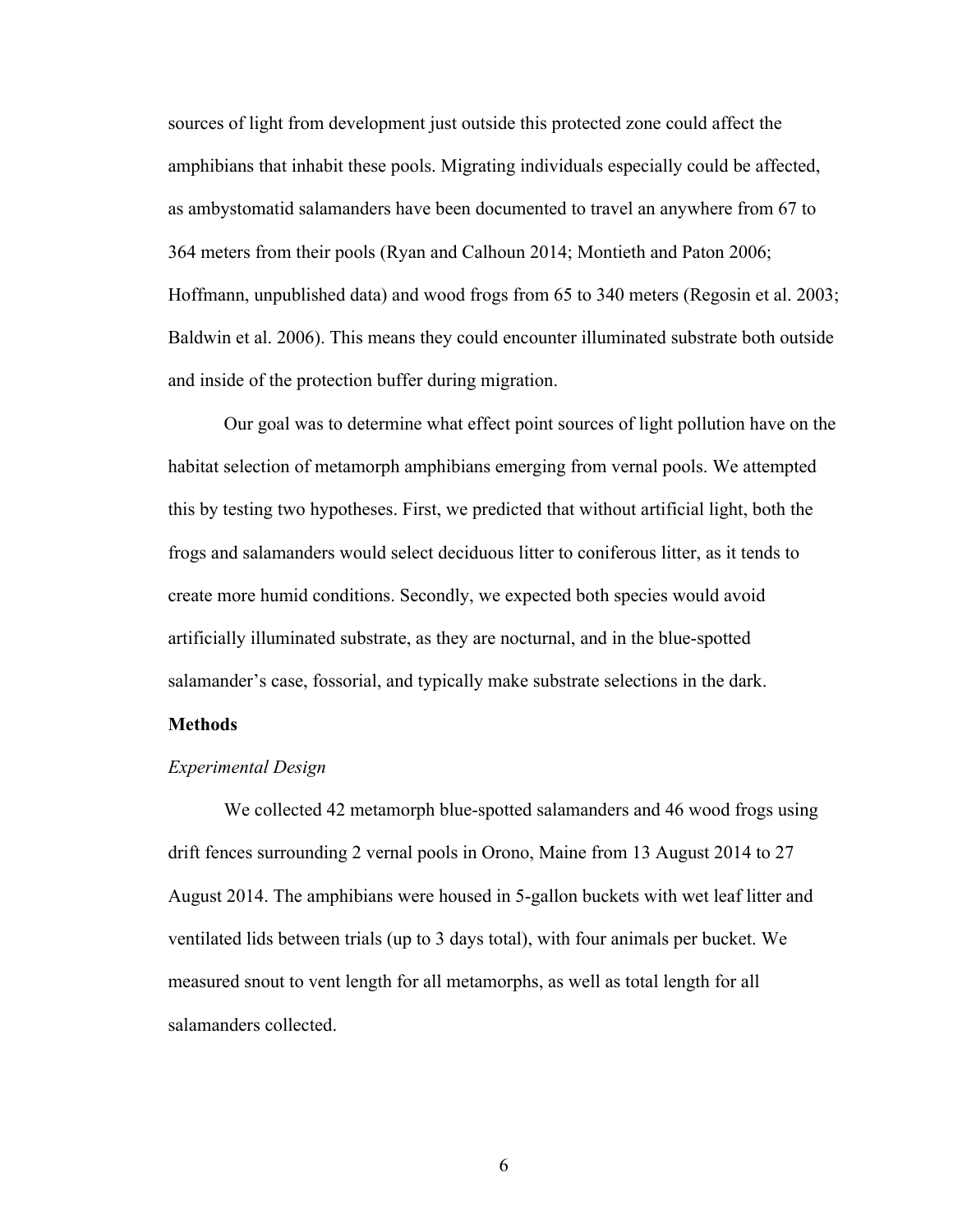sources of light from development just outside this protected zone could affect the amphibians that inhabit these pools. Migrating individuals especially could be affected, as ambystomatid salamanders have been documented to travel an anywhere from 67 to 364 meters from their pools (Ryan and Calhoun 2014; Montieth and Paton 2006; Hoffmann, unpublished data) and wood frogs from 65 to 340 meters (Regosin et al. 2003; Baldwin et al. 2006). This means they could encounter illuminated substrate both outside and inside of the protection buffer during migration.

Our goal was to determine what effect point sources of light pollution have on the habitat selection of metamorph amphibians emerging from vernal pools. We attempted this by testing two hypotheses. First, we predicted that without artificial light, both the frogs and salamanders would select deciduous litter to coniferous litter, as it tends to create more humid conditions. Secondly, we expected both species would avoid artificially illuminated substrate, as they are nocturnal, and in the blue-spotted salamander's case, fossorial, and typically make substrate selections in the dark.

## Methods

### *Experimental Design*

We collected 42 metamorph blue-spotted salamanders and 46 wood frogs using drift fences surrounding 2 vernal pools in Orono, Maine from 13 August 2014 to 27 August 2014. The amphibians were housed in 5-gallon buckets with wet leaf litter and ventilated lids between trials (up to 3 days total), with four animals per bucket. We measured snout to vent length for all metamorphs, as well as total length for all salamanders collected.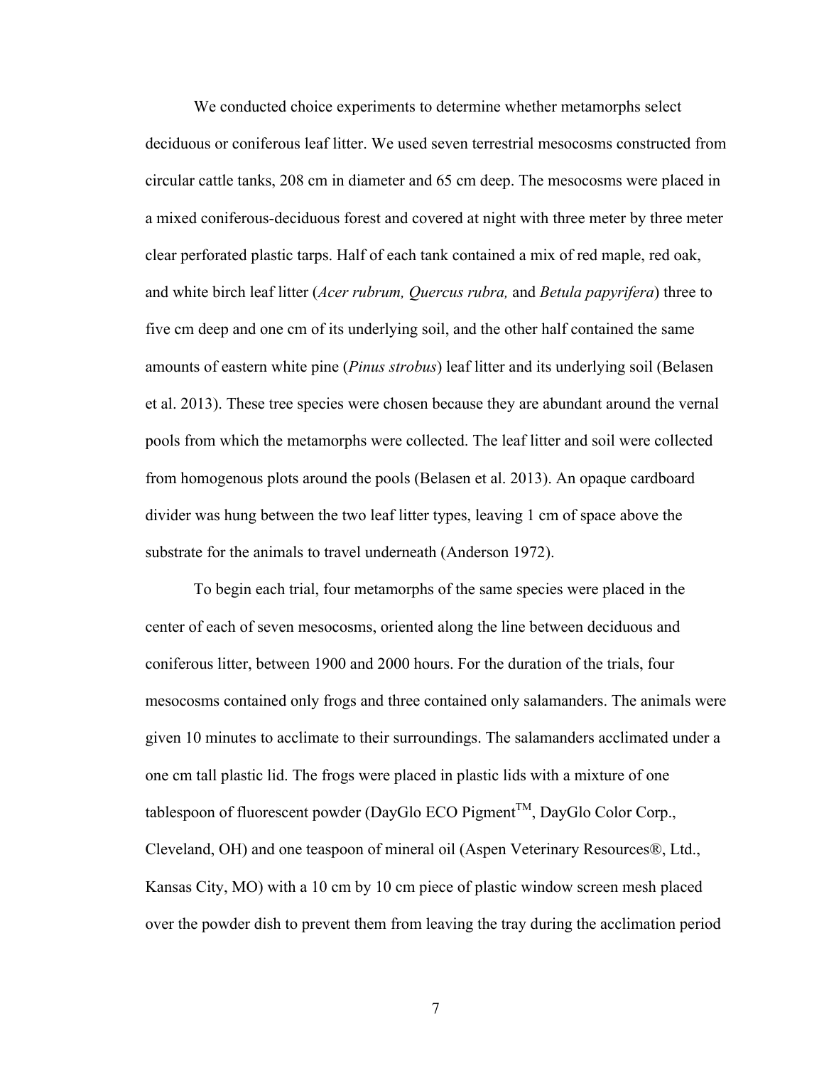We conducted choice experiments to determine whether metamorphs select deciduous or coniferous leaf litter. We used seven terrestrial mesocosms constructed from circular cattle tanks, 208 cm in diameter and 65 cm deep. The mesocosms were placed in a mixed coniferous-deciduous forest and covered at night with three meter by three meter clear perforated plastic tarps. Half of each tank contained a mix of red maple, red oak, and white birch leaf litter (*Acer rubrum, Quercus rubra,* and *Betula papyrifera*) three to five cm deep and one cm of its underlying soil, and the other half contained the same amounts of eastern white pine (*Pinus strobus*) leaf litter and its underlying soil (Belasen et al. 2013). These tree species were chosen because they are abundant around the vernal pools from which the metamorphs were collected. The leaf litter and soil were collected from homogenous plots around the pools (Belasen et al. 2013). An opaque cardboard divider was hung between the two leaf litter types, leaving 1 cm of space above the substrate for the animals to travel underneath (Anderson 1972).

To begin each trial, four metamorphs of the same species were placed in the center of each of seven mesocosms, oriented along the line between deciduous and coniferous litter, between 1900 and 2000 hours. For the duration of the trials, four mesocosms contained only frogs and three contained only salamanders. The animals were given 10 minutes to acclimate to their surroundings. The salamanders acclimated under a one cm tall plastic lid. The frogs were placed in plastic lids with a mixture of one tablespoon of fluorescent powder (DayGlo ECO Pigment™, DayGlo Color Corp., Cleveland, OH) and one teaspoon of mineral oil (Aspen Veterinary Resources®, Ltd., Kansas City, MO) with a 10 cm by 10 cm piece of plastic window screen mesh placed over the powder dish to prevent them from leaving the tray during the acclimation period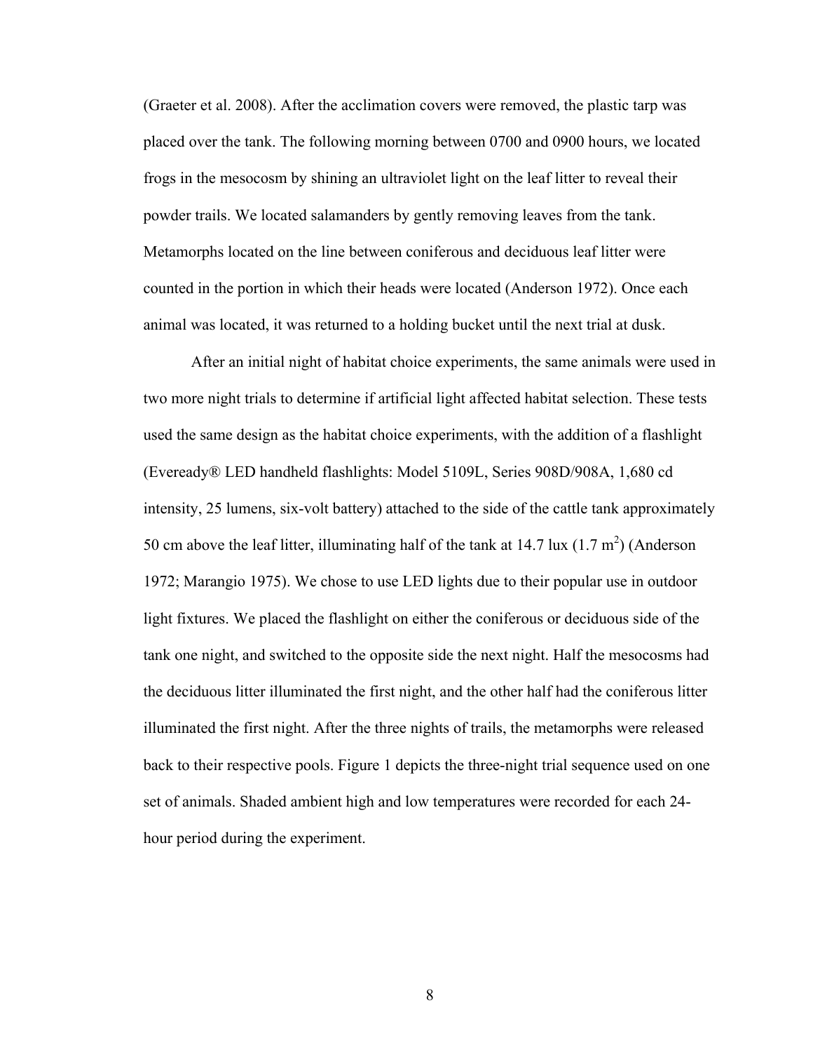(Graeter et al. 2008). After the acclimation covers were removed, the plastic tarp was placed over the tank. The following morning between 0700 and 0900 hours, we located frogs in the mesocosm by shining an ultraviolet light on the leaf litter to reveal their powder trails. We located salamanders by gently removing leaves from the tank. Metamorphs located on the line between coniferous and deciduous leaf litter were counted in the portion in which their heads were located (Anderson 1972). Once each animal was located, it was returned to a holding bucket until the next trial at dusk.

After an initial night of habitat choice experiments, the same animals were used in two more night trials to determine if artificial light affected habitat selection. These tests used the same design as the habitat choice experiments, with the addition of a flashlight (Eveready® LED handheld flashlights: Model 5109L, Series 908D/908A, 1,680 cd intensity, 25 lumens, six-volt battery) attached to the side of the cattle tank approximately 50 cm above the leaf litter, illuminating half of the tank at 14.7 lux (1.7 $m^2$) (Anderson 1972; Marangio 1975). We chose to use LED lights due to their popular use in outdoor light fixtures. We placed the flashlight on either the coniferous or deciduous side of the tank one night, and switched to the opposite side the next night. Half the mesocosms had the deciduous litter illuminated the first night, and the other half had the coniferous litter illuminated the first night. After the three nights of trails, the metamorphs were released back to their respective pools. Figure 1 depicts the three-night trial sequence used on one set of animals. Shaded ambient high and low temperatures were recorded for each 24-hour period during the experiment.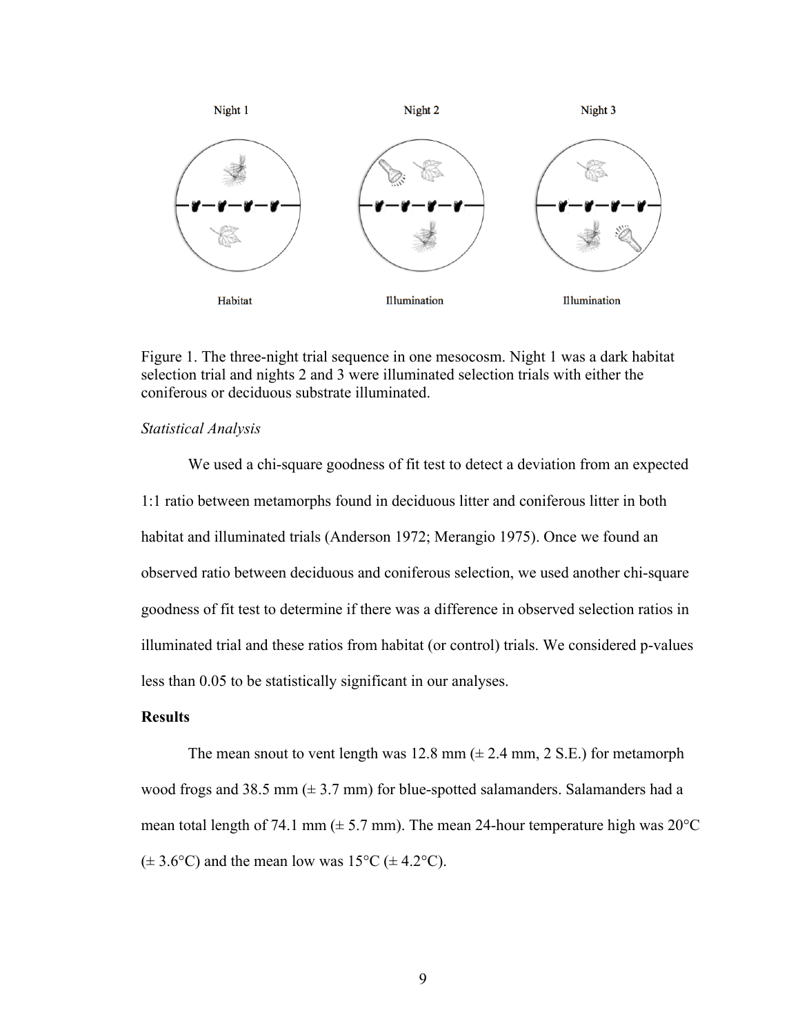Night 1 Night 2 Night 3

Habitat Illumination Illumination

Figure 1. The three-night trial sequence in one mesocosm. Night 1 was a dark habitat selection trial and nights 2 and 3 were illuminated selection trials with either the coniferous or deciduous substrate illuminated.

*Statistical Analysis*

We used a chi-square goodness of fit test to detect a deviation from an expected 1:1 ratio between metamorphs found in deciduous litter and coniferous litter in both habitat and illuminated trials (Anderson 1972; Merangio 1975). Once we found an observed ratio between deciduous and coniferous selection, we used another chi-square goodness of fit test to determine if there was a difference in observed selection ratios in illuminated trial and these ratios from habitat (or control) trials. We considered p-values less than 0.05 to be statistically significant in our analyses.

**Results**

The mean snout to vent length was 12.8 mm (± 2.4 mm, 2 S.E.) for metamorph wood frogs and 38.5 mm (± 3.7 mm) for blue-spotted salamanders. Salamanders had a mean total length of 74.1 mm (± 5.7 mm). The mean 24-hour temperature high was 20°C (± 3.6°C) and the mean low was 15°C (± 4.2°C).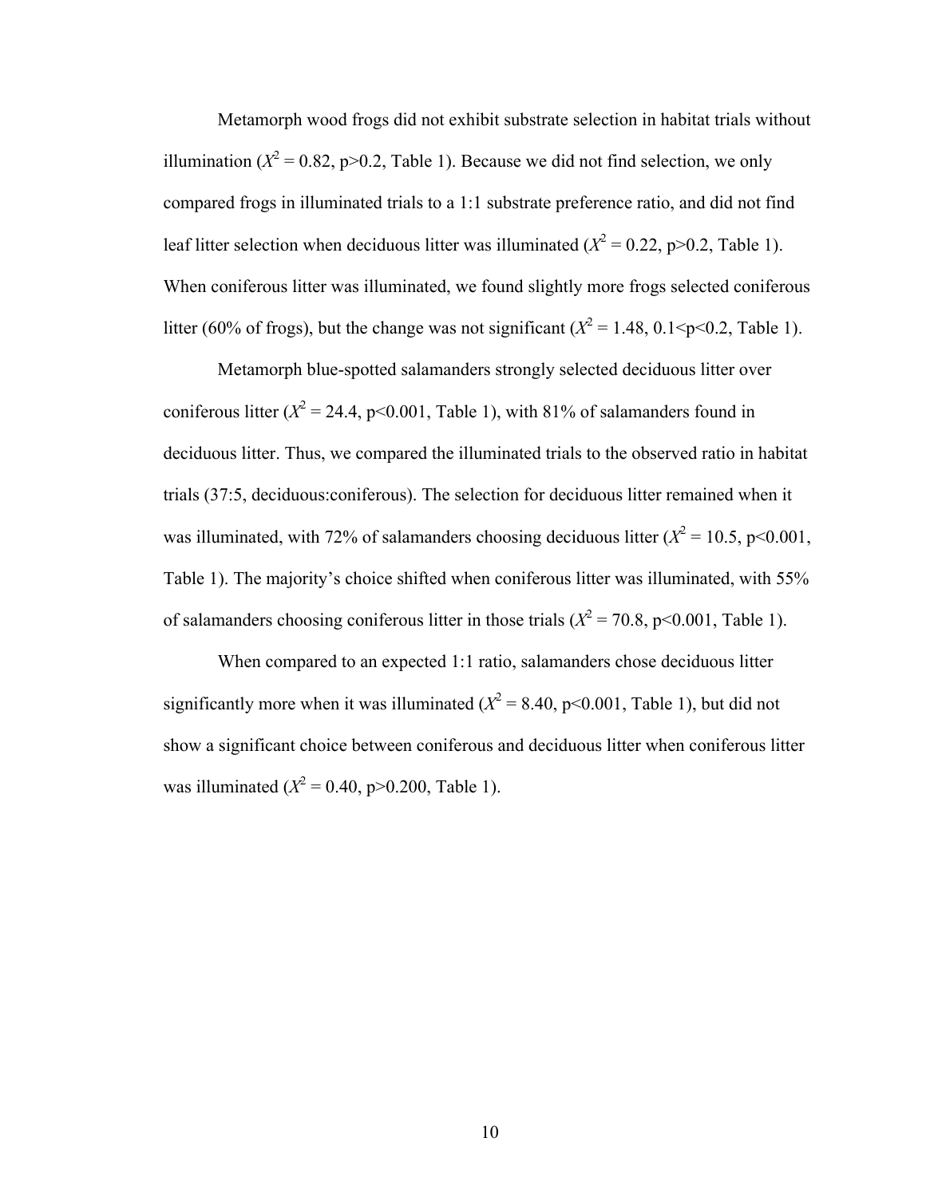Metamorph wood frogs did not exhibit substrate selection in habitat trials without illumination ($X^2 = 0.82$, $p>0.2$, Table 1). Because we did not find selection, we only compared frogs in illuminated trials to a 1:1 substrate preference ratio, and did not find leaf litter selection when deciduous litter was illuminated ($X^2 = 0.22$, $p>0.2$, Table 1). When coniferous litter was illuminated, we found slightly more frogs selected coniferous litter (60% of frogs), but the change was not significant ($X^2 = 1.48$, $0.1<p<0.2$, Table 1).

Metamorph blue-spotted salamanders strongly selected deciduous litter over coniferous litter ($X^2 = 24.4$, $p<0.001$, Table 1), with 81% of salamanders found in deciduous litter. Thus, we compared the illuminated trials to the observed ratio in habitat trials (37:5, deciduous:coniferous). The selection for deciduous litter remained when it was illuminated, with 72% of salamanders choosing deciduous litter ($X^2 = 10.5$, $p<0.001$, Table 1). The majority's choice shifted when coniferous litter was illuminated, with 55% of salamanders choosing coniferous litter in those trials ($X^2 = 70.8$, $p<0.001$, Table 1).

When compared to an expected 1:1 ratio, salamanders chose deciduous litter significantly more when it was illuminated ($X^2 = 8.40$, $p<0.001$, Table 1), but did not show a significant choice between coniferous and deciduous litter when coniferous litter was illuminated ($X^2 = 0.40$, $p>0.200$, Table 1).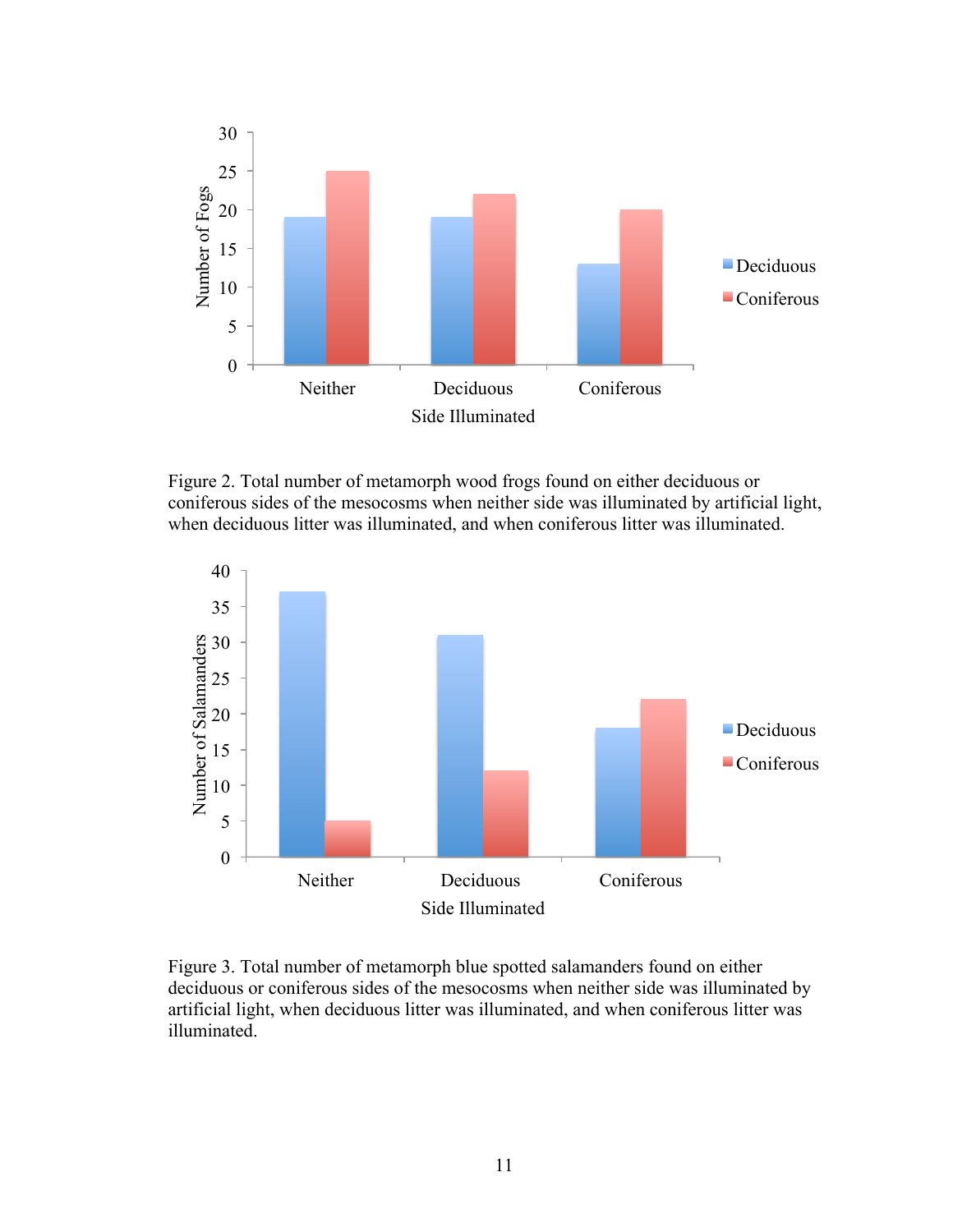Figure 2. Total number of metamorph wood frogs found on either deciduous or coniferous sides of the mesocosms when neither side was illuminated by artificial light, when deciduous litter was illuminated, and when coniferous litter was illuminated.

Figure 3. Total number of metamorph blue spotted salamanders found on either deciduous or coniferous sides of the mesocosms when neither side was illuminated by artificial light, when deciduous litter was illuminated, and when coniferous litter was illuminated.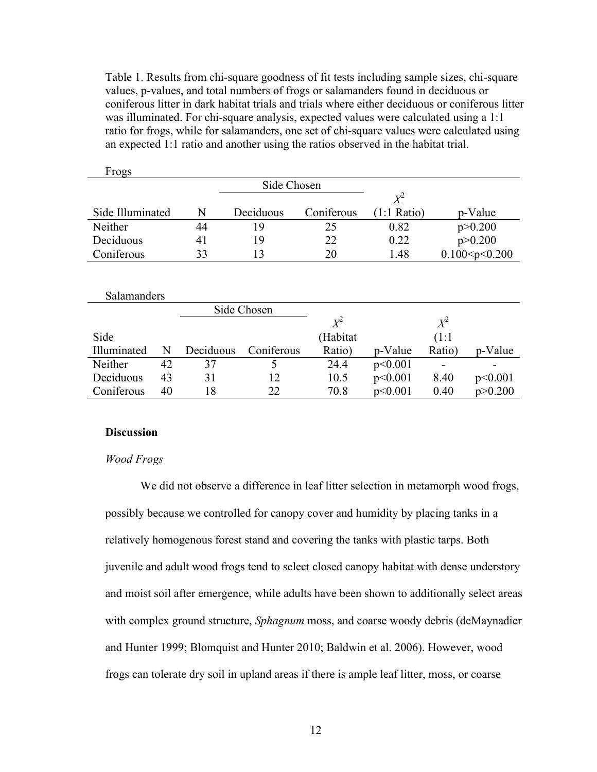Table 1. Results from chi-square goodness of fit tests including sample sizes, chi-square values, p-values, and total numbers of frogs or salamanders found in deciduous or coniferous litter in dark habitat trials and trials where either deciduous or coniferous litter was illuminated. For chi-square analysis, expected values were calculated using a 1:1 ratio for frogs, while for salamanders, one set of chi-square values were calculated using an expected 1:1 ratio and another using the ratios observed in the habitat trial.

Frogs

| | | Side Chosen | | | |
|---|---|---|---|---|---|
| Side Illuminated | N | Deciduous | Coniferous | $X^2$ (1:1 Ratio) | p-Value |
| Neither | 44 | 19 | 25 | 0.82 | $p>0.200$ |
| Deciduous | 41 | 19 | 22 | 0.22 | $p>0.200$ |
| Coniferous | 33 | 13 | 20 | 1.48 | $0.100<p<0.200$ |

Salamanders

| | | Side Chosen | | | | | |
|---|---|---|---|---|---|---|---|
| Side Illuminated | N | Deciduous | Coniferous | $X^2$ (Habitat Ratio) | p-Value | $X^2$ (1:1 Ratio) | p-Value |
| Neither | 42 | 37 | 5 | 24.4 | $p<0.001$ | - | - |
| Deciduous | 43 | 31 | 12 | 10.5 | $p<0.001$ | 8.40 | $p<0.001$ |
| Coniferous | 40 | 18 | 22 | 70.8 | $p<0.001$ | 0.40 | $p>0.200$ |

## Discussion

### *Wood Frogs*

We did not observe a difference in leaf litter selection in metamorph wood frogs, possibly because we controlled for canopy cover and humidity by placing tanks in a relatively homogenous forest stand and covering the tanks with plastic tarps. Both juvenile and adult wood frogs tend to select closed canopy habitat with dense understory and moist soil after emergence, while adults have been shown to additionally select areas with complex ground structure, *Sphagnum* moss, and coarse woody debris (deMaynadier and Hunter 1999; Blomquist and Hunter 2010; Baldwin et al. 2006). However, wood frogs can tolerate dry soil in upland areas if there is ample leaf litter, moss, or coarse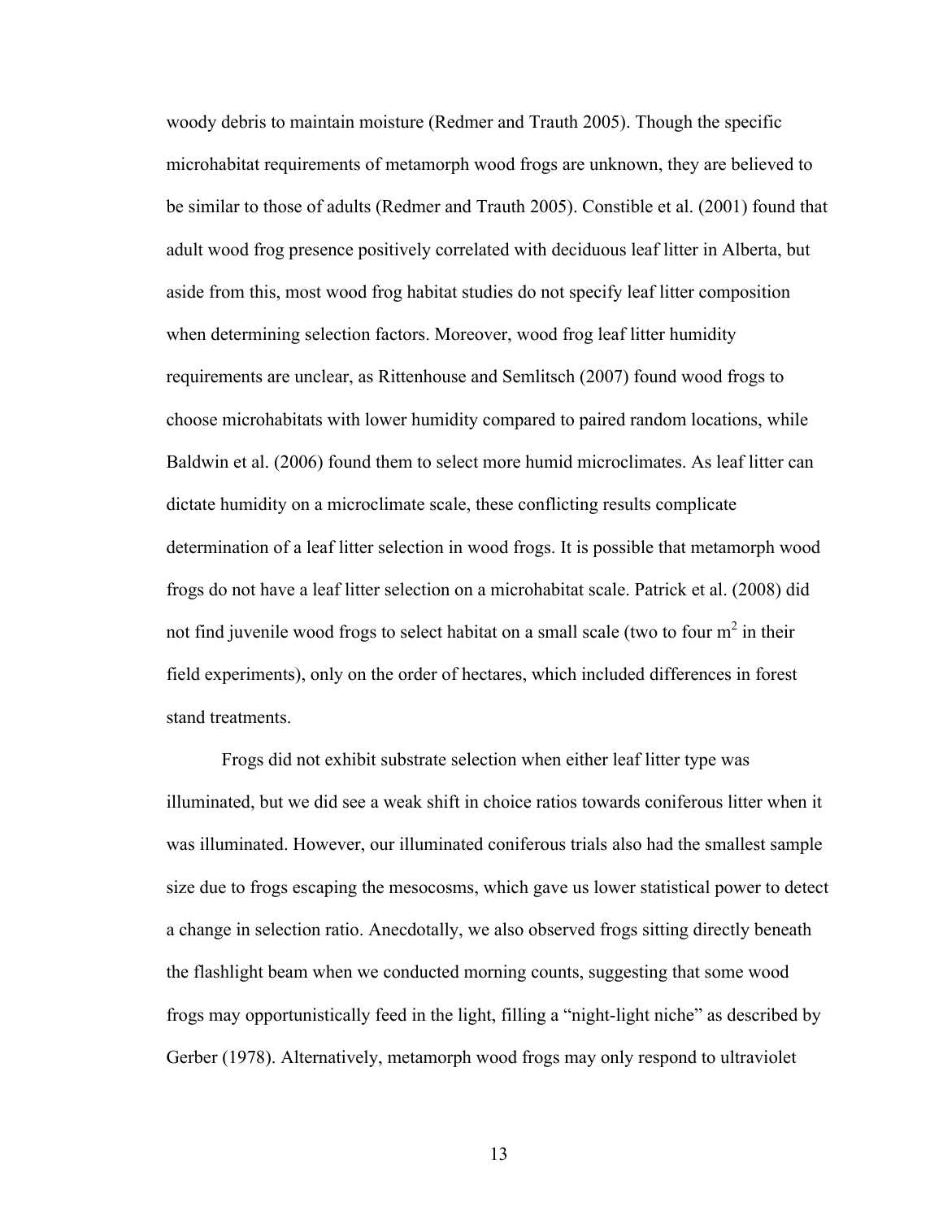woody debris to maintain moisture (Redmer and Trauth 2005). Though the specific microhabitat requirements of metamorph wood frogs are unknown, they are believed to be similar to those of adults (Redmer and Trauth 2005). Constible et al. (2001) found that adult wood frog presence positively correlated with deciduous leaf litter in Alberta, but aside from this, most wood frog habitat studies do not specify leaf litter composition when determining selection factors. Moreover, wood frog leaf litter humidity requirements are unclear, as Rittenhouse and Semlitsch (2007) found wood frogs to choose microhabitats with lower humidity compared to paired random locations, while Baldwin et al. (2006) found them to select more humid microclimates. As leaf litter can dictate humidity on a microclimate scale, these conflicting results complicate determination of a leaf litter selection in wood frogs. It is possible that metamorph wood frogs do not have a leaf litter selection on a microhabitat scale. Patrick et al. (2008) did not find juvenile wood frogs to select habitat on a small scale (two to four $m^2$ in their field experiments), only on the order of hectares, which included differences in forest stand treatments.

Frogs did not exhibit substrate selection when either leaf litter type was illuminated, but we did see a weak shift in choice ratios towards coniferous litter when it was illuminated. However, our illuminated coniferous trials also had the smallest sample size due to frogs escaping the mesocosms, which gave us lower statistical power to detect a change in selection ratio. Anecdotally, we also observed frogs sitting directly beneath the flashlight beam when we conducted morning counts, suggesting that some wood frogs may opportunistically feed in the light, filling a "night-light niche" as described by Gerber (1978). Alternatively, metamorph wood frogs may only respond to ultraviolet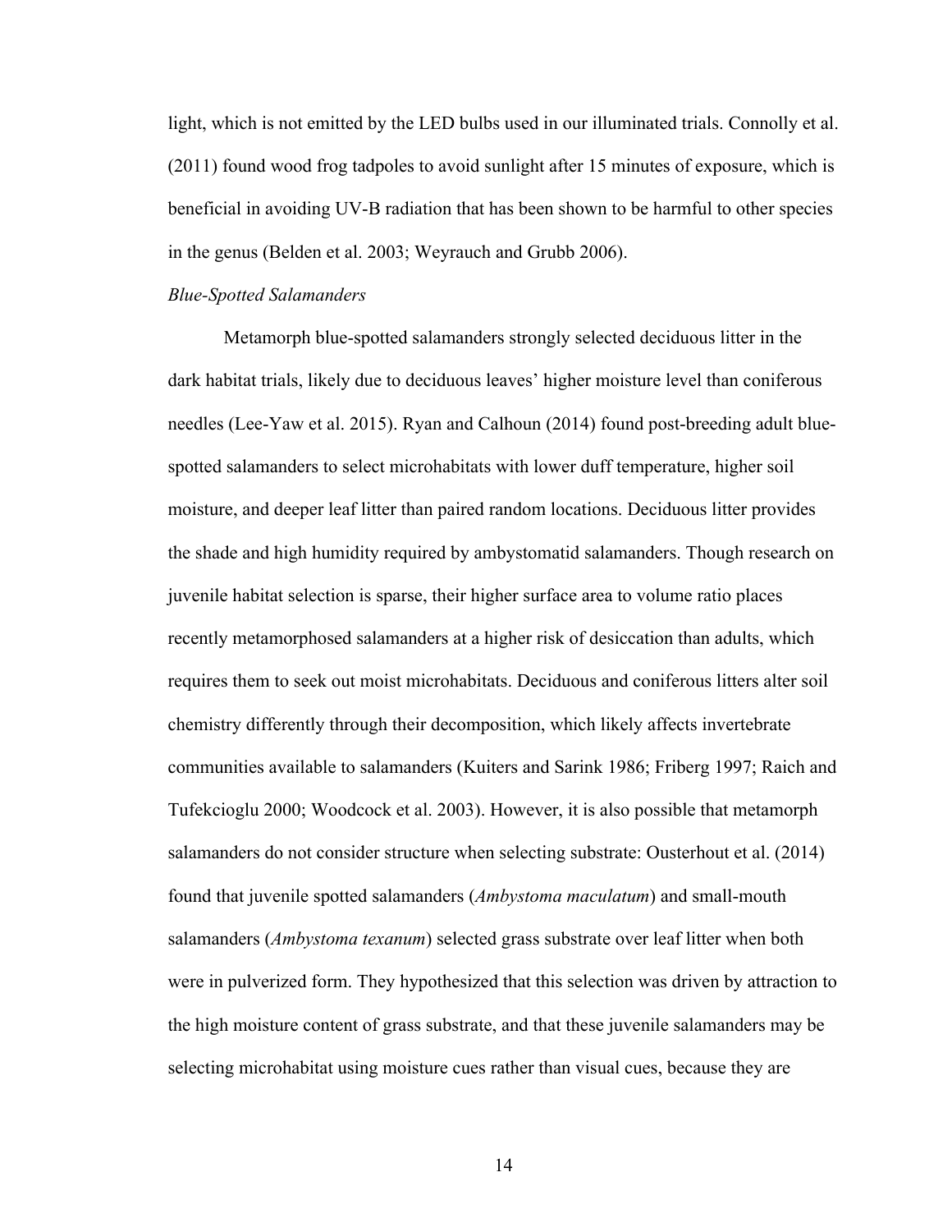light, which is not emitted by the LED bulbs used in our illuminated trials. Connolly et al. (2011) found wood frog tadpoles to avoid sunlight after 15 minutes of exposure, which is beneficial in avoiding UV-B radiation that has been shown to be harmful to other species in the genus (Belden et al. 2003; Weyrauch and Grubb 2006).

*Blue-Spotted Salamanders*

Metamorph blue-spotted salamanders strongly selected deciduous litter in the dark habitat trials, likely due to deciduous leaves' higher moisture level than coniferous needles (Lee-Yaw et al. 2015). Ryan and Calhoun (2014) found post-breeding adult blue-spotted salamanders to select microhabitats with lower duff temperature, higher soil moisture, and deeper leaf litter than paired random locations. Deciduous litter provides the shade and high humidity required by ambystomatid salamanders. Though research on juvenile habitat selection is sparse, their higher surface area to volume ratio places recently metamorphosed salamanders at a higher risk of desiccation than adults, which requires them to seek out moist microhabitats. Deciduous and coniferous litters alter soil chemistry differently through their decomposition, which likely affects invertebrate communities available to salamanders (Kuiters and Sarink 1986; Friberg 1997; Raich and Tufekcioglu 2000; Woodcock et al. 2003). However, it is also possible that metamorph salamanders do not consider structure when selecting substrate: Ousterhout et al. (2014) found that juvenile spotted salamanders (*Ambystoma maculatum*) and small-mouth salamanders (*Ambystoma texanum*) selected grass substrate over leaf litter when both were in pulverized form. They hypothesized that this selection was driven by attraction to the high moisture content of grass substrate, and that these juvenile salamanders may be selecting microhabitat using moisture cues rather than visual cues, because they are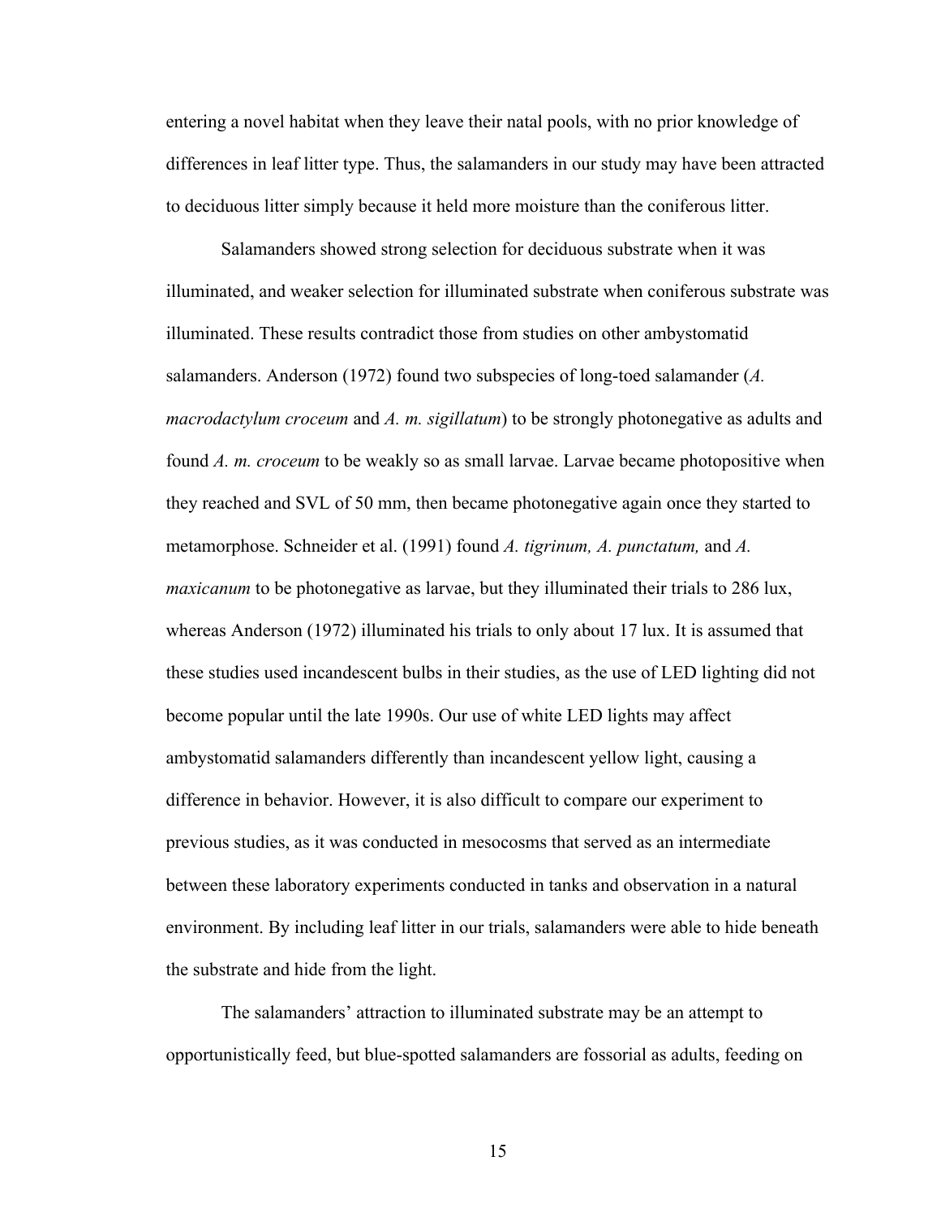entering a novel habitat when they leave their natal pools, with no prior knowledge of differences in leaf litter type. Thus, the salamanders in our study may have been attracted to deciduous litter simply because it held more moisture than the coniferous litter.

Salamanders showed strong selection for deciduous substrate when it was illuminated, and weaker selection for illuminated substrate when coniferous substrate was illuminated. These results contradict those from studies on other ambystomatid salamanders. Anderson (1972) found two subspecies of long-toed salamander (*A. macrodactylum croceum* and *A. m. sigillatum*) to be strongly photonegative as adults and found *A. m. croceum* to be weakly so as small larvae. Larvae became photopositive when they reached and SVL of 50 mm, then became photonegative again once they started to metamorphose. Schneider et al. (1991) found *A. tigrinum, A. punctatum,* and *A. maxicanum* to be photonegative as larvae, but they illuminated their trials to 286 lux, whereas Anderson (1972) illuminated his trials to only about 17 lux. It is assumed that these studies used incandescent bulbs in their studies, as the use of LED lighting did not become popular until the late 1990s. Our use of white LED lights may affect ambystomatid salamanders differently than incandescent yellow light, causing a difference in behavior. However, it is also difficult to compare our experiment to previous studies, as it was conducted in mesocosms that served as an intermediate between these laboratory experiments conducted in tanks and observation in a natural environment. By including leaf litter in our trials, salamanders were able to hide beneath the substrate and hide from the light.

The salamanders' attraction to illuminated substrate may be an attempt to opportunistically feed, but blue-spotted salamanders are fossorial as adults, feeding on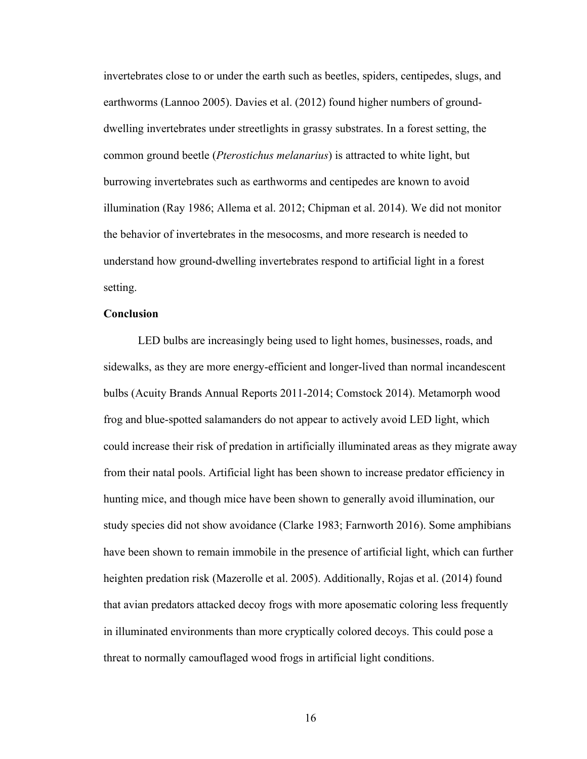invertebrates close to or under the earth such as beetles, spiders, centipedes, slugs, and earthworms (Lannoo 2005). Davies et al. (2012) found higher numbers of ground-dwelling invertebrates under streetlights in grassy substrates. In a forest setting, the common ground beetle (*Pterostichus melanarius*) is attracted to white light, but burrowing invertebrates such as earthworms and centipedes are known to avoid illumination (Ray 1986; Allema et al. 2012; Chipman et al. 2014). We did not monitor the behavior of invertebrates in the mesocosms, and more research is needed to understand how ground-dwelling invertebrates respond to artificial light in a forest setting.

**Conclusion**

LED bulbs are increasingly being used to light homes, businesses, roads, and sidewalks, as they are more energy-efficient and longer-lived than normal incandescent bulbs (Acuity Brands Annual Reports 2011-2014; Comstock 2014). Metamorph wood frog and blue-spotted salamanders do not appear to actively avoid LED light, which could increase their risk of predation in artificially illuminated areas as they migrate away from their natal pools. Artificial light has been shown to increase predator efficiency in hunting mice, and though mice have been shown to generally avoid illumination, our study species did not show avoidance (Clarke 1983; Farnworth 2016). Some amphibians have been shown to remain immobile in the presence of artificial light, which can further heighten predation risk (Mazerolle et al. 2005). Additionally, Rojas et al. (2014) found that avian predators attacked decoy frogs with more aposematic coloring less frequently in illuminated environments than more cryptically colored decoys. This could pose a threat to normally camouflaged wood frogs in artificial light conditions.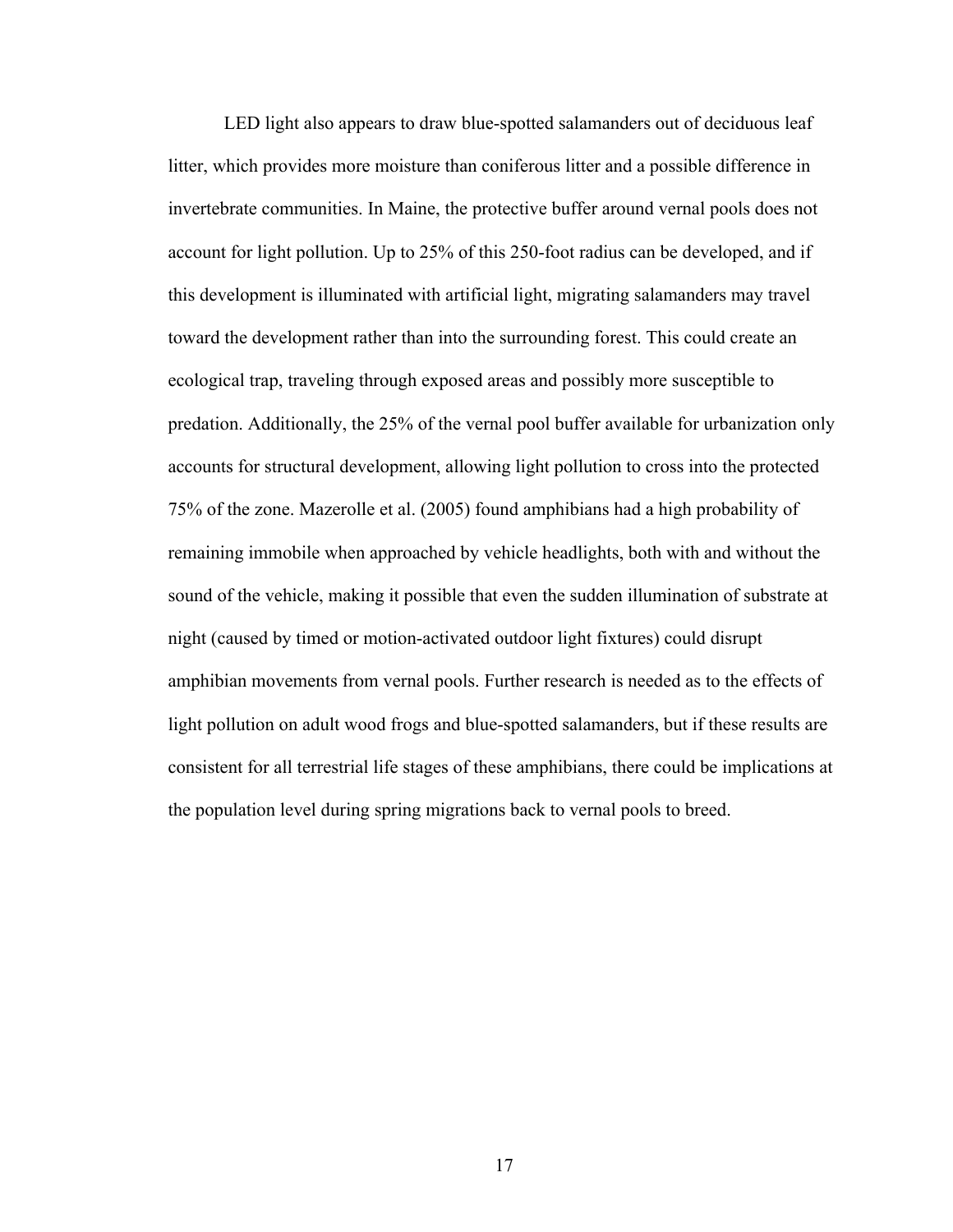LED light also appears to draw blue-spotted salamanders out of deciduous leaf litter, which provides more moisture than coniferous litter and a possible difference in invertebrate communities. In Maine, the protective buffer around vernal pools does not account for light pollution. Up to 25% of this 250-foot radius can be developed, and if this development is illuminated with artificial light, migrating salamanders may travel toward the development rather than into the surrounding forest. This could create an ecological trap, traveling through exposed areas and possibly more susceptible to predation. Additionally, the 25% of the vernal pool buffer available for urbanization only accounts for structural development, allowing light pollution to cross into the protected 75% of the zone. Mazerolle et al. (2005) found amphibians had a high probability of remaining immobile when approached by vehicle headlights, both with and without the sound of the vehicle, making it possible that even the sudden illumination of substrate at night (caused by timed or motion-activated outdoor light fixtures) could disrupt amphibian movements from vernal pools. Further research is needed as to the effects of light pollution on adult wood frogs and blue-spotted salamanders, but if these results are consistent for all terrestrial life stages of these amphibians, there could be implications at the population level during spring migrations back to vernal pools to breed.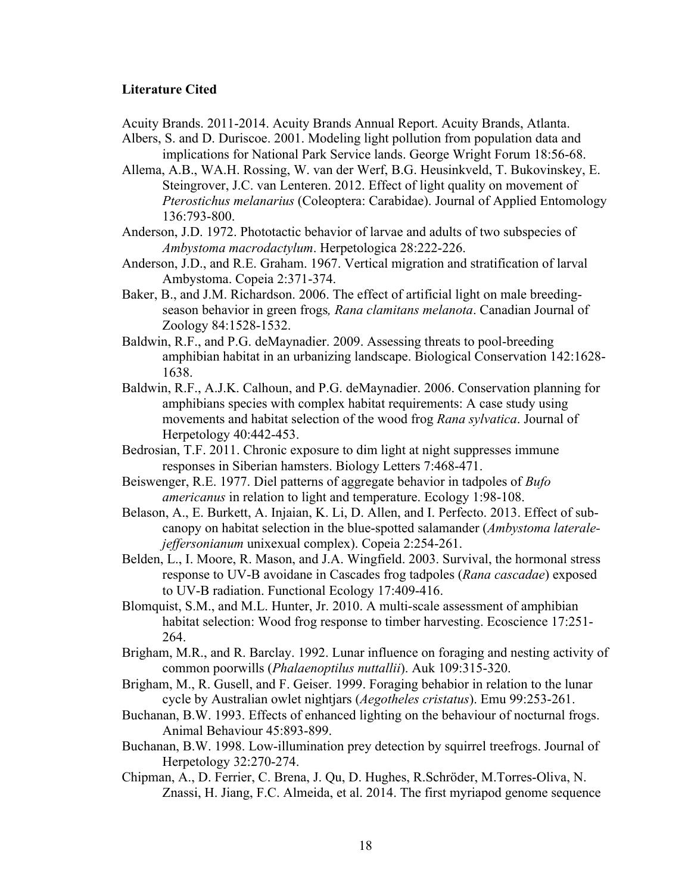**Literature Cited**

Acuity Brands. 2011-2014. Acuity Brands Annual Report. Acuity Brands, Atlanta.

Albers, S. and D. Duriscoe. 2001. Modeling light pollution from population data and implications for National Park Service lands. George Wright Forum 18:56-68.

Allema, A.B., WA.H. Rossing, W. van der Werf, B.G. Heusinkveld, T. Bukovinskey, E. Steingrover, J.C. van Lenteren. 2012. Effect of light quality on movement of *Pterostichus melanarius* (Coleoptera: Carabidae). Journal of Applied Entomology 136:793-800.

Anderson, J.D. 1972. Phototactic behavior of larvae and adults of two subspecies of *Ambystoma macrodactylum*. Herpetologica 28:222-226.

Anderson, J.D., and R.E. Graham. 1967. Vertical migration and stratification of larval Ambystoma. Copeia 2:371-374.

Baker, B., and J.M. Richardson. 2006. The effect of artificial light on male breeding-season behavior in green frogs*, Rana clamitans melanota*. Canadian Journal of Zoology 84:1528-1532.

Baldwin, R.F., and P.G. deMaynadier. 2009. Assessing threats to pool-breeding amphibian habitat in an urbanizing landscape. Biological Conservation 142:1628-1638.

Baldwin, R.F., A.J.K. Calhoun, and P.G. deMaynadier. 2006. Conservation planning for amphibians species with complex habitat requirements: A case study using movements and habitat selection of the wood frog *Rana sylvatica*. Journal of Herpetology 40:442-453.

Bedrosian, T.F. 2011. Chronic exposure to dim light at night suppresses immune responses in Siberian hamsters. Biology Letters 7:468-471.

Beiswenger, R.E. 1977. Diel patterns of aggregate behavior in tadpoles of *Bufo americanus* in relation to light and temperature. Ecology 1:98-108.

Belason, A., E. Burkett, A. Injaian, K. Li, D. Allen, and I. Perfecto. 2013. Effect of sub-canopy on habitat selection in the blue-spotted salamander (*Ambystoma laterale-jeffersonianum* unixexual complex). Copeia 2:254-261.

Belden, L., I. Moore, R. Mason, and J.A. Wingfield. 2003. Survival, the hormonal stress response to UV-B avoidane in Cascades frog tadpoles (*Rana cascadae*) exposed to UV-B radiation. Functional Ecology 17:409-416.

Blomquist, S.M., and M.L. Hunter, Jr. 2010. A multi-scale assessment of amphibian habitat selection: Wood frog response to timber harvesting. Ecoscience 17:251-264.

Brigham, M.R., and R. Barclay. 1992. Lunar influence on foraging and nesting activity of common poorwills (*Phalaenoptilus nuttallii*). Auk 109:315-320.

Brigham, M., R. Gusell, and F. Geiser. 1999. Foraging behabior in relation to the lunar cycle by Australian owlet nightjars (*Aegotheles cristatus*). Emu 99:253-261.

Buchanan, B.W. 1993. Effects of enhanced lighting on the behaviour of nocturnal frogs. Animal Behaviour 45:893-899.

Buchanan, B.W. 1998. Low-illumination prey detection by squirrel treefrogs. Journal of Herpetology 32:270-274.

Chipman, A., D. Ferrier, C. Brena, J. Qu, D. Hughes, R.Schröder, M.Torres-Oliva, N. Znassi, H. Jiang, F.C. Almeida, et al. 2014. The first myriapod genome sequence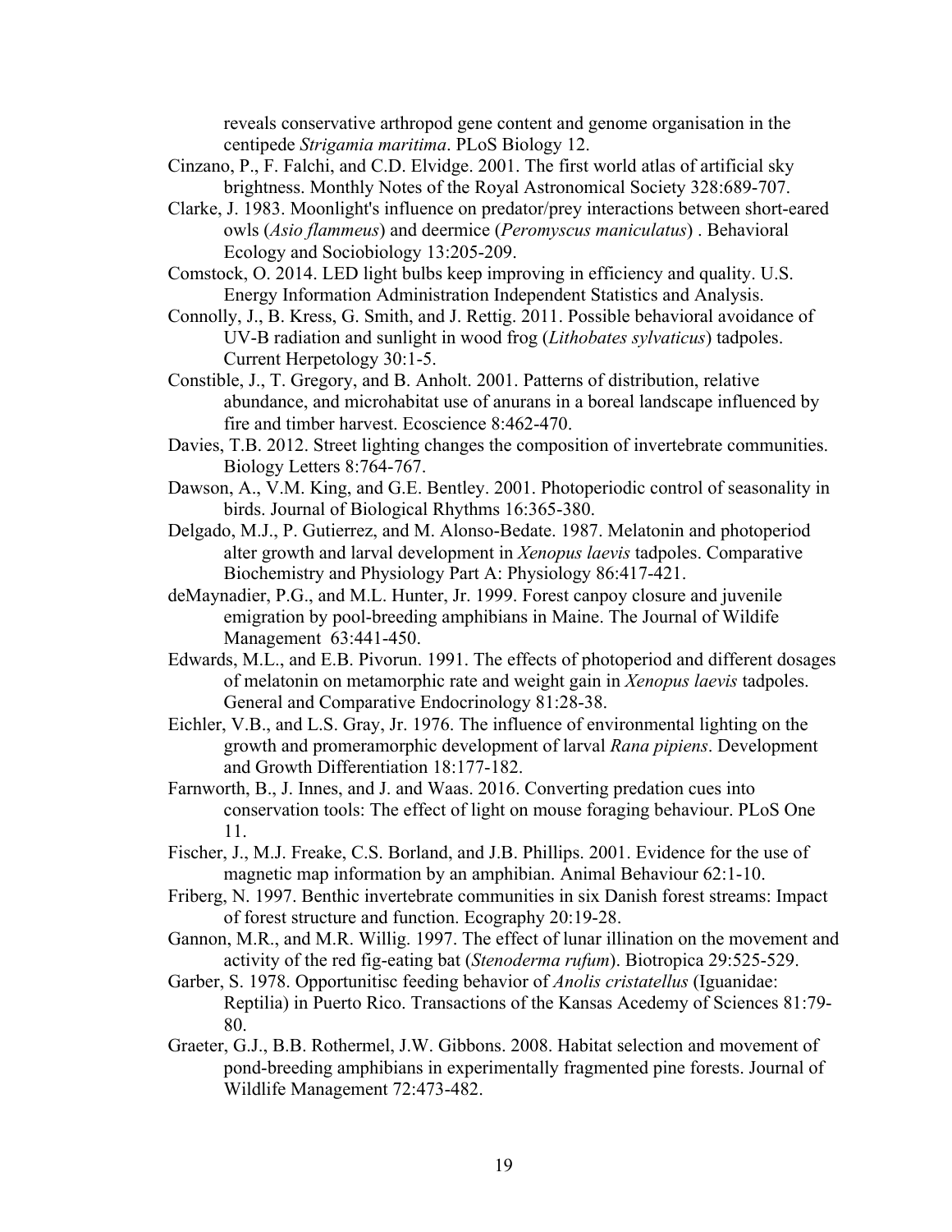reveals conservative arthropod gene content and genome organisation in the centipede *Strigamia maritima*. PLoS Biology 12.

Cinzano, P., F. Falchi, and C.D. Elvidge. 2001. The first world atlas of artificial sky brightness. Monthly Notes of the Royal Astronomical Society 328:689-707.

Clarke, J. 1983. Moonlight's influence on predator/prey interactions between short-eared owls (*Asio flammeus*) and deermice (*Peromyscus maniculatus*) . Behavioral Ecology and Sociobiology 13:205-209.

Comstock, O. 2014. LED light bulbs keep improving in efficiency and quality. U.S. Energy Information Administration Independent Statistics and Analysis.

Connolly, J., B. Kress, G. Smith, and J. Rettig. 2011. Possible behavioral avoidance of UV-B radiation and sunlight in wood frog (*Lithobates sylvaticus*) tadpoles. Current Herpetology 30:1-5.

Constible, J., T. Gregory, and B. Anholt. 2001. Patterns of distribution, relative abundance, and microhabitat use of anurans in a boreal landscape influenced by fire and timber harvest. Ecoscience 8:462-470.

Davies, T.B. 2012. Street lighting changes the composition of invertebrate communities. Biology Letters 8:764-767.

Dawson, A., V.M. King, and G.E. Bentley. 2001. Photoperiodic control of seasonality in birds. Journal of Biological Rhythms 16:365-380.

Delgado, M.J., P. Gutierrez, and M. Alonso-Bedate. 1987. Melatonin and photoperiod alter growth and larval development in *Xenopus laevis* tadpoles. Comparative Biochemistry and Physiology Part A: Physiology 86:417-421.

deMaynadier, P.G., and M.L. Hunter, Jr. 1999. Forest canpoy closure and juvenile emigration by pool-breeding amphibians in Maine. The Journal of Wildlife Management 63:441-450.

Edwards, M.L., and E.B. Pivorun. 1991. The effects of photoperiod and different dosages of melatonin on metamorphic rate and weight gain in *Xenopus laevis* tadpoles. General and Comparative Endocrinology 81:28-38.

Eichler, V.B., and L.S. Gray, Jr. 1976. The influence of environmental lighting on the growth and promeramorphic development of larval *Rana pipiens*. Development and Growth Differentiation 18:177-182.

Farnworth, B., J. Innes, and J. and Waas. 2016. Converting predation cues into conservation tools: The effect of light on mouse foraging behaviour. PLoS One 11.

Fischer, J., M.J. Freake, C.S. Borland, and J.B. Phillips. 2001. Evidence for the use of magnetic map information by an amphibian. Animal Behaviour 62:1-10.

Friberg, N. 1997. Benthic invertebrate communities in six Danish forest streams: Impact of forest structure and function. Ecography 20:19-28.

Gannon, M.R., and M.R. Willig. 1997. The effect of lunar illination on the movement and activity of the red fig-eating bat (*Stenoderma rufum*). Biotropica 29:525-529.

Garber, S. 1978. Opportunitisc feeding behavior of *Anolis cristatellus* (Iguanidae: Reptilia) in Puerto Rico. Transactions of the Kansas Acedemy of Sciences 81:79-80.

Graeter, G.J., B.B. Rothermel, J.W. Gibbons. 2008. Habitat selection and movement of pond-breeding amphibians in experimentally fragmented pine forests. Journal of Wildlife Management 72:473-482.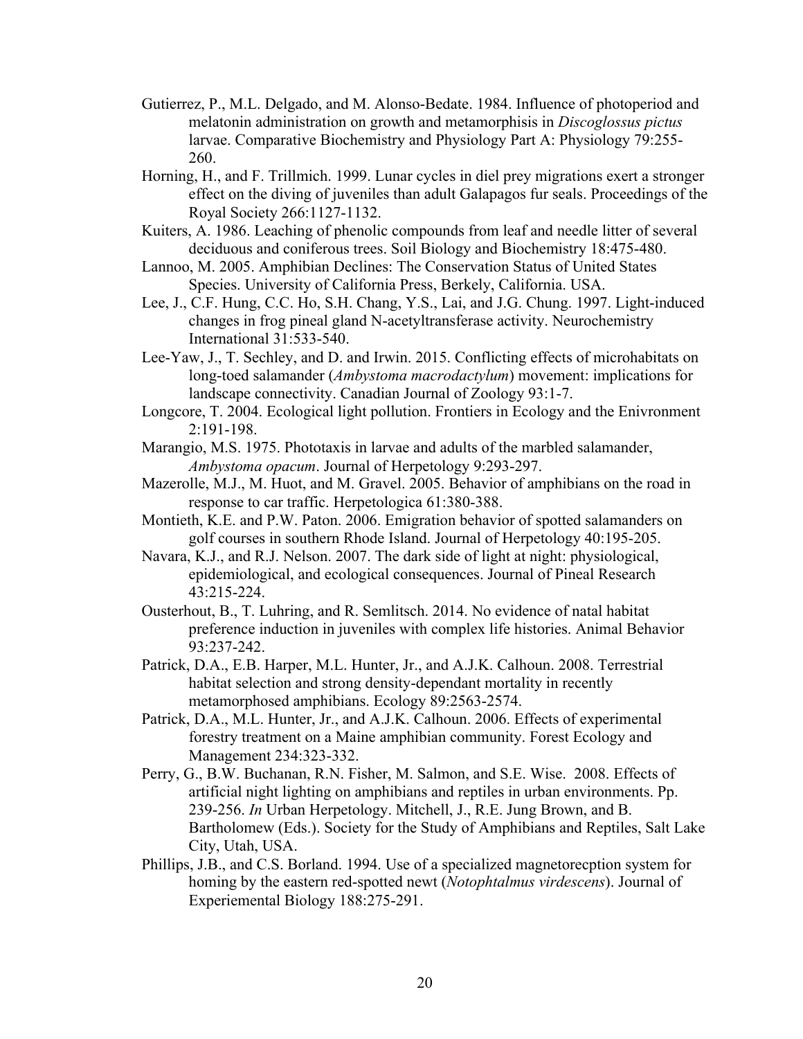Gutierrez, P., M.L. Delgado, and M. Alonso-Bedate. 1984. Influence of photoperiod and melatonin administration on growth and metamorphisis in *Discoglossus pictus* larvae. Comparative Biochemistry and Physiology Part A: Physiology 79:255-260.

Horning, H., and F. Trillmich. 1999. Lunar cycles in diel prey migrations exert a stronger effect on the diving of juveniles than adult Galapagos fur seals. Proceedings of the Royal Society 266:1127-1132.

Kuiters, A. 1986. Leaching of phenolic compounds from leaf and needle litter of several deciduous and coniferous trees. Soil Biology and Biochemistry 18:475-480.

Lannoo, M. 2005. Amphibian Declines: The Conservation Status of United States Species. University of California Press, Berkely, California. USA.

Lee, J., C.F. Hung, C.C. Ho, S.H. Chang, Y.S., Lai, and J.G. Chung. 1997. Light-induced changes in frog pineal gland N-acetyltransferase activity. Neurochemistry International 31:533-540.

Lee-Yaw, J., T. Sechley, and D. and Irwin. 2015. Conflicting effects of microhabitats on long-toed salamander (*Ambystoma macrodactylum*) movement: implications for landscape connectivity. Canadian Journal of Zoology 93:1-7.

Longcore, T. 2004. Ecological light pollution. Frontiers in Ecology and the Enivronment 2:191-198.

Marangio, M.S. 1975. Phototaxis in larvae and adults of the marbled salamander, *Ambystoma opacum*. Journal of Herpetology 9:293-297.

Mazerolle, M.J., M. Huot, and M. Gravel. 2005. Behavior of amphibians on the road in response to car traffic. Herpetologica 61:380-388.

Montieth, K.E. and P.W. Paton. 2006. Emigration behavior of spotted salamanders on golf courses in southern Rhode Island. Journal of Herpetology 40:195-205.

Navara, K.J., and R.J. Nelson. 2007. The dark side of light at night: physiological, epidemiological, and ecological consequences. Journal of Pineal Research 43:215-224.

Ousterhout, B., T. Luhring, and R. Semlitsch. 2014. No evidence of natal habitat preference induction in juveniles with complex life histories. Animal Behavior 93:237-242.

Patrick, D.A., E.B. Harper, M.L. Hunter, Jr., and A.J.K. Calhoun. 2008. Terrestrial habitat selection and strong density-dependant mortality in recently metamorphosed amphibians. Ecology 89:2563-2574.

Patrick, D.A., M.L. Hunter, Jr., and A.J.K. Calhoun. 2006. Effects of experimental forestry treatment on a Maine amphibian community. Forest Ecology and Management 234:323-332.

Perry, G., B.W. Buchanan, R.N. Fisher, M. Salmon, and S.E. Wise. 2008. Effects of artificial night lighting on amphibians and reptiles in urban environments. Pp. 239-256. *In* Urban Herpetology. Mitchell, J., R.E. Jung Brown, and B. Bartholomew (Eds.). Society for the Study of Amphibians and Reptiles, Salt Lake City, Utah, USA.

Phillips, J.B., and C.S. Borland. 1994. Use of a specialized magnetorecption system for homing by the eastern red-spotted newt (*Notophtalmus virdescens*). Journal of Experiemental Biology 188:275-291.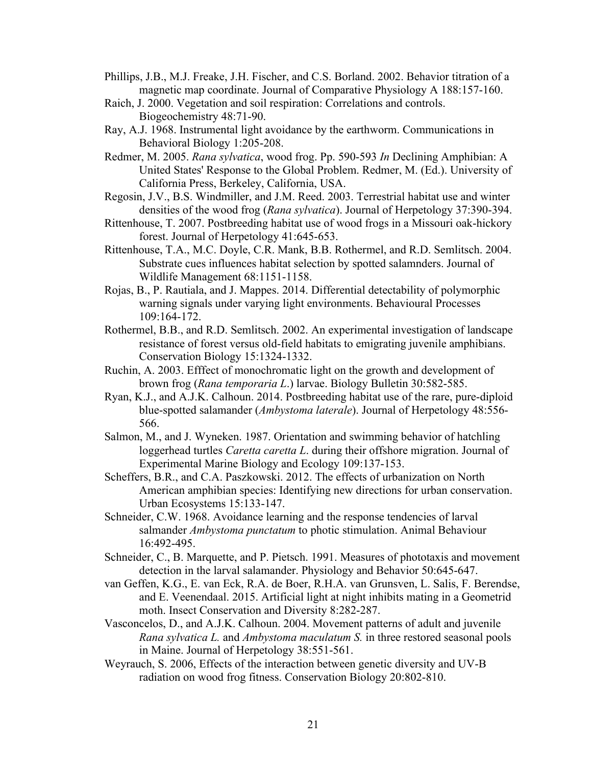Phillips, J.B., M.J. Freake, J.H. Fischer, and C.S. Borland. 2002. Behavior titration of a magnetic map coordinate. Journal of Comparative Physiology A 188:157-160.

Raich, J. 2000. Vegetation and soil respiration: Correlations and controls. Biogeochemistry 48:71-90.

Ray, A.J. 1968. Instrumental light avoidance by the earthworm. Communications in Behavioral Biology 1:205-208.

Redmer, M. 2005. *Rana sylvatica*, wood frog. Pp. 590-593 *In* Declining Amphibian: A United States' Response to the Global Problem. Redmer, M. (Ed.). University of California Press, Berkeley, California, USA.

Regosin, J.V., B.S. Windmiller, and J.M. Reed. 2003. Terrestrial habitat use and winter densities of the wood frog (*Rana sylvatica*). Journal of Herpetology 37:390-394.

Rittenhouse, T. 2007. Postbreeding habitat use of wood frogs in a Missouri oak-hickory forest. Journal of Herpetology 41:645-653.

Rittenhouse, T.A., M.C. Doyle, C.R. Mank, B.B. Rothermel, and R.D. Semlitsch. 2004. Substrate cues influences habitat selection by spotted salamnders. Journal of Wildlife Management 68:1151-1158.

Rojas, B., P. Rautiala, and J. Mappes. 2014. Differential detectability of polymorphic warning signals under varying light environments. Behavioural Processes 109:164-172.

Rothermel, B.B., and R.D. Semlitsch. 2002. An experimental investigation of landscape resistance of forest versus old-field habitats to emigrating juvenile amphibians. Conservation Biology 15:1324-1332.

Ruchin, A. 2003. Efffect of monochromatic light on the growth and development of brown frog (*Rana temporaria L*.) larvae. Biology Bulletin 30:582-585.

Ryan, K.J., and A.J.K. Calhoun. 2014. Postbreeding habitat use of the rare, pure-diploid blue-spotted salamander (*Ambystoma laterale*). Journal of Herpetology 48:556-566.

Salmon, M., and J. Wyneken. 1987. Orientation and swimming behavior of hatchling loggerhead turtles *Caretta caretta L*. during their offshore migration. Journal of Experimental Marine Biology and Ecology 109:137-153.

Scheffers, B.R., and C.A. Paszkowski. 2012. The effects of urbanization on North American amphibian species: Identifying new directions for urban conservation. Urban Ecosystems 15:133-147.

Schneider, C.W. 1968. Avoidance learning and the response tendencies of larval salmander *Ambystoma punctatum* to photic stimulation. Animal Behaviour 16:492-495.

Schneider, C., B. Marquette, and P. Pietsch. 1991. Measures of phototaxis and movement detection in the larval salamander. Physiology and Behavior 50:645-647.

van Geffen, K.G., E. van Eck, R.A. de Boer, R.H.A. van Grunsven, L. Salis, F. Berendse, and E. Veenendaal. 2015. Artificial light at night inhibits mating in a Geometrid moth. Insect Conservation and Diversity 8:282-287.

Vasconcelos, D., and A.J.K. Calhoun. 2004. Movement patterns of adult and juvenile *Rana sylvatica L.* and *Ambystoma maculatum S.* in three restored seasonal pools in Maine. Journal of Herpetology 38:551-561.

Weyrauch, S. 2006, Effects of the interaction between genetic diversity and UV-B radiation on wood frog fitness. Conservation Biology 20:802-810.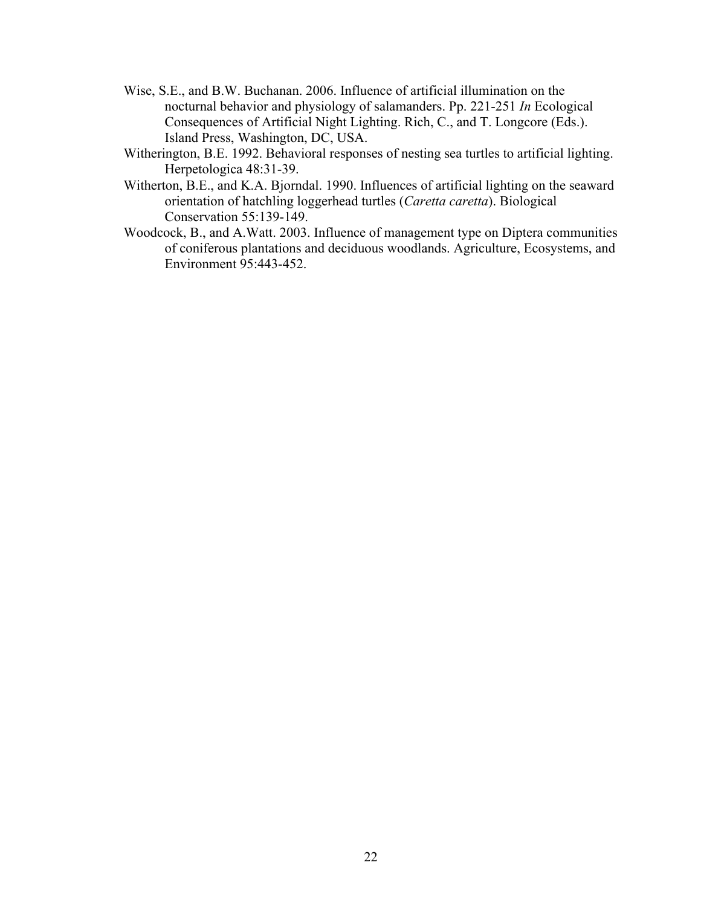Wise, S.E., and B.W. Buchanan. 2006. Influence of artificial illumination on the nocturnal behavior and physiology of salamanders. Pp. 221-251 *In* Ecological Consequences of Artificial Night Lighting. Rich, C., and T. Longcore (Eds.). Island Press, Washington, DC, USA.

Witherington, B.E. 1992. Behavioral responses of nesting sea turtles to artificial lighting. Herpetologica 48:31-39.

Witherton, B.E., and K.A. Bjorndal. 1990. Influences of artificial lighting on the seaward orientation of hatchling loggerhead turtles (*Caretta caretta*). Biological Conservation 55:139-149.

Woodcock, B., and A.Watt. 2003. Influence of management type on Diptera communities of coniferous plantations and deciduous woodlands. Agriculture, Ecosystems, and Environment 95:443-452.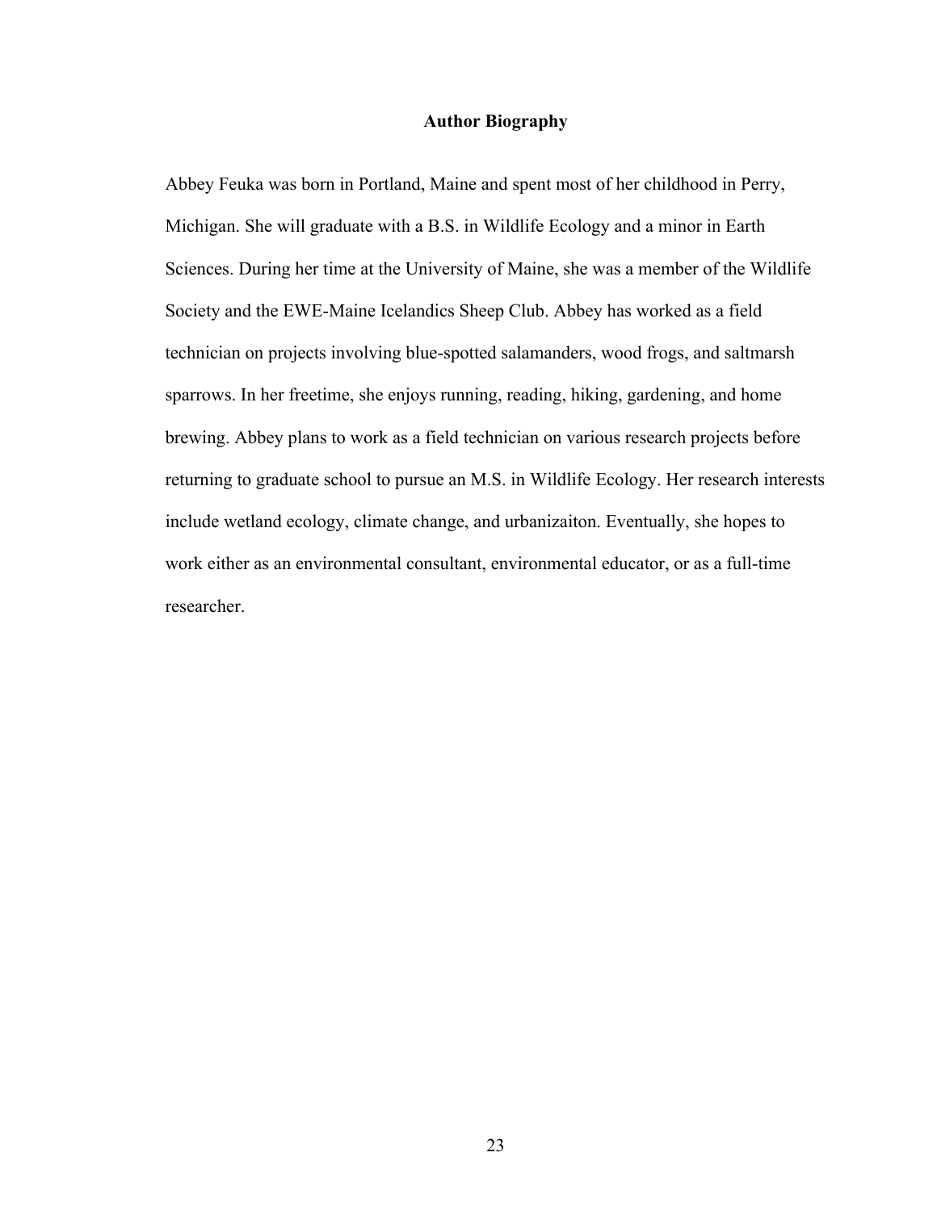# Author Biography

Abbey Feuka was born in Portland, Maine and spent most of her childhood in Perry, Michigan. She will graduate with a B.S. in Wildlife Ecology and a minor in Earth Sciences. During her time at the University of Maine, she was a member of the Wildlife Society and the EWE-Maine Icelandics Sheep Club. Abbey has worked as a field technician on projects involving blue-spotted salamanders, wood frogs, and saltmarsh sparrows. In her freetime, she enjoys running, reading, hiking, gardening, and home brewing. Abbey plans to work as a field technician on various research projects before returning to graduate school to pursue an M.S. in Wildlife Ecology. Her research interests include wetland ecology, climate change, and urbanizaiton. Eventually, she hopes to work either as an environmental consultant, environmental educator, or as a full-time researcher.